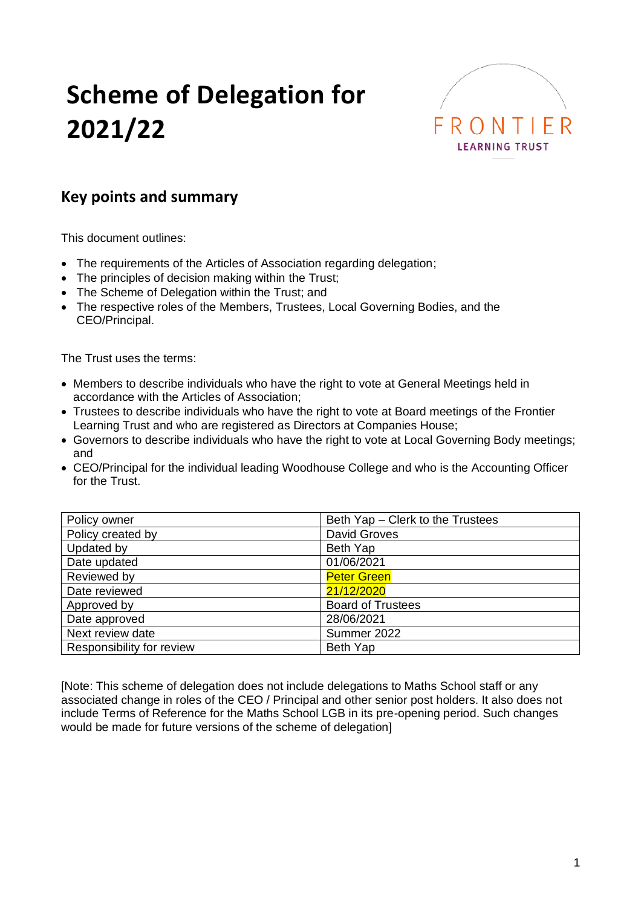# Scheme of Delegation for 2021/22

FRONTIER LEARNING TRUST

## Key points and summary

This document outlines:

- The requirements of the Articles of Association regarding delegation;
- The principles of decision making within the Trust;
- The Scheme of Delegation within the Trust; and
- The respective roles of the Members, Trustees, Local Governing Bodies, and the CEO/Principal.

The Trust uses the terms:

- Members to describe individuals who have the right to vote at General Meetings held in accordance with the Articles of Association;
- Trustees to describe individuals who have the right to vote at Board meetings of the Frontier Learning Trust and who are registered as Directors at Companies House;
- Governors to describe individuals who have the right to vote at Local Governing Body meetings; and
- CEO/Principal for the individual leading Woodhouse College and who is the Accounting Officer for the Trust.

| Policy owner | Beth Yap – Clerk to the Trustees |
|---|---|
| Policy created by | David Groves |
| Updated by | Beth Yap |
| Date updated | 01/06/2021 |
| Reviewed by | Peter Green |
| Date reviewed | 21/12/2020 |
| Approved by | Board of Trustees |
| Date approved | 28/06/2021 |
| Next review date | Summer 2022 |
| Responsibility for review | Beth Yap |

[Note: This scheme of delegation does not include delegations to Maths School staff or any associated change in roles of the CEO / Principal and other senior post holders. It also does not include Terms of Reference for the Maths School LGB in its pre-opening period. Such changes would be made for future versions of the scheme of delegation]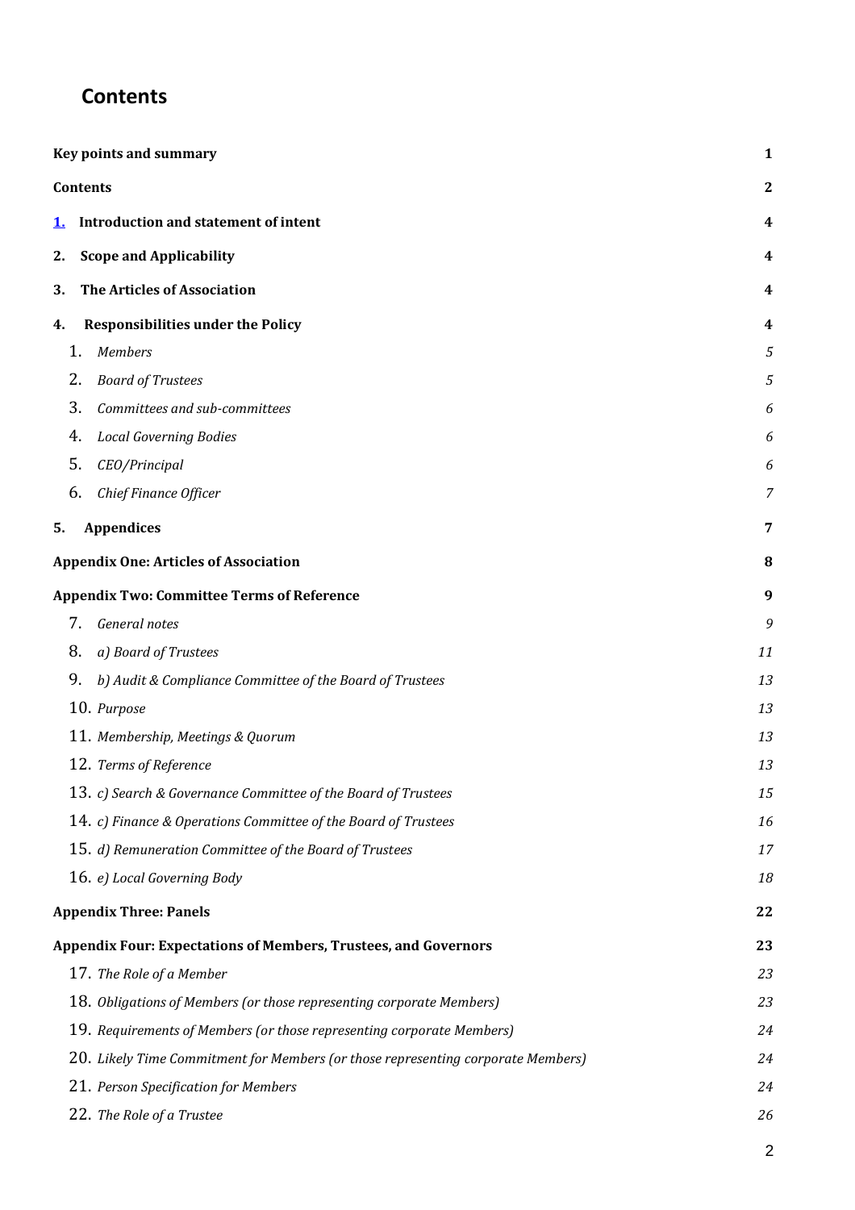# Contents

| | |
|---|---|
| **Key points and summary** | **1** |
| **Contents** | **2** |
| **1. Introduction and statement of intent** | **4** |
| **2. Scope and Applicability** | **4** |
| **3. The Articles of Association** | **4** |
| **4. Responsibilities under the Policy** | **4** |
| 1. *Members* | *5* |
| 2. *Board of Trustees* | *5* |
| 3. *Committees and sub-committees* | *6* |
| 4. *Local Governing Bodies* | *6* |
| 5. *CEO/Principal* | *6* |
| 6. *Chief Finance Officer* | *7* |
| **5. Appendices** | **7** |
| **Appendix One: Articles of Association** | **8** |
| **Appendix Two: Committee Terms of Reference** | **9** |
| 7. *General notes* | *9* |
| 8. *a) Board of Trustees* | *11* |
| 9. *b) Audit & Compliance Committee of the Board of Trustees* | *13* |
| 10. *Purpose* | *13* |
| 11. *Membership, Meetings & Quorum* | *13* |
| 12. *Terms of Reference* | *13* |
| 13. *c) Search & Governance Committee of the Board of Trustees* | *15* |
| 14. *c) Finance & Operations Committee of the Board of Trustees* | *16* |
| 15. *d) Remuneration Committee of the Board of Trustees* | *17* |
| 16. *e) Local Governing Body* | *18* |
| **Appendix Three: Panels** | **22** |
| **Appendix Four: Expectations of Members, Trustees, and Governors** | **23** |
| 17. *The Role of a Member* | *23* |
| 18. *Obligations of Members (or those representing corporate Members)* | *23* |
| 19. *Requirements of Members (or those representing corporate Members)* | *24* |
| 20. *Likely Time Commitment for Members (or those representing corporate Members)* | *24* |
| 21. *Person Specification for Members* | *24* |
| 22. *The Role of a Trustee* | *26* |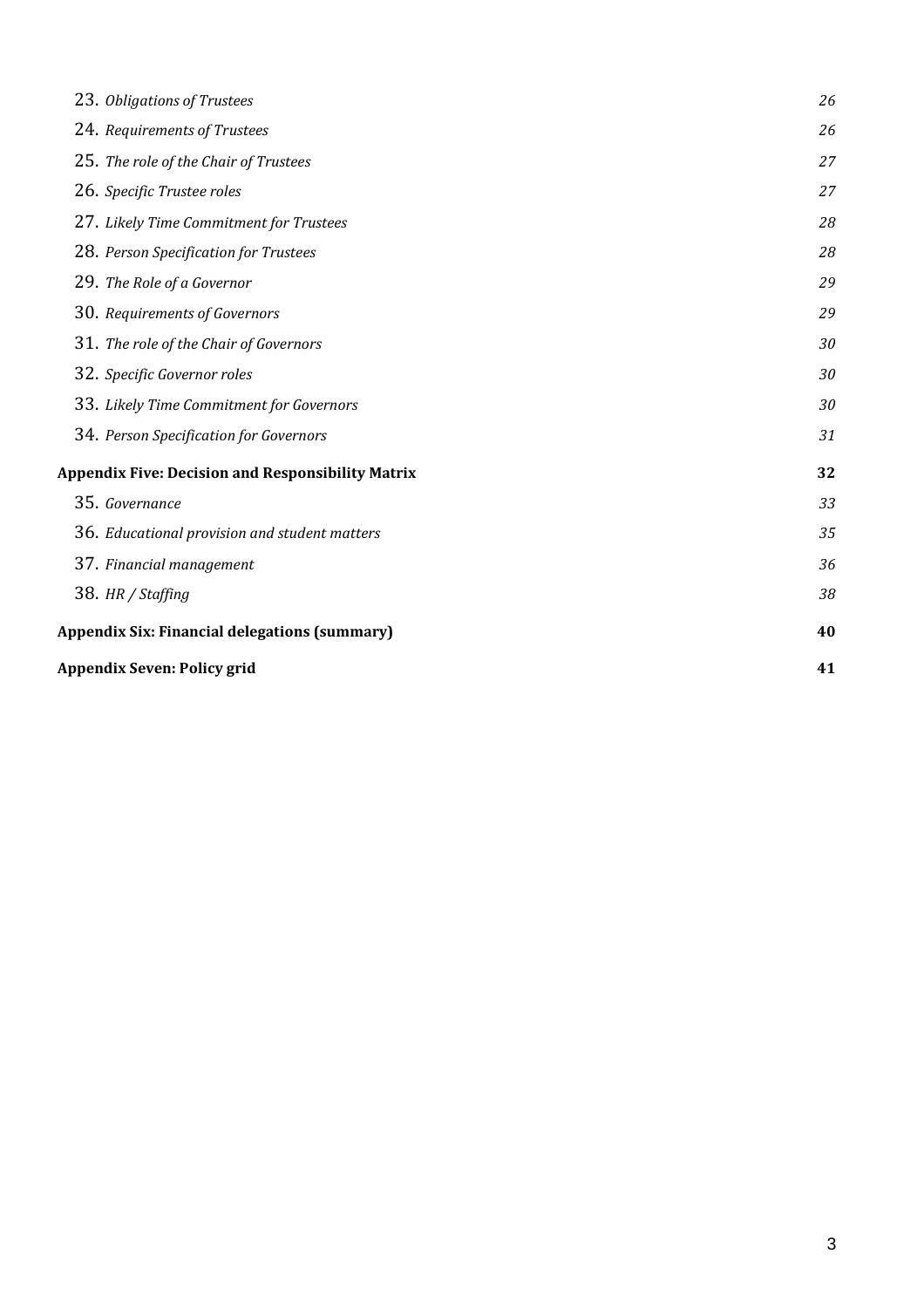23. *Obligations of Trustees* 26

24. *Requirements of Trustees* 26

25. *The role of the Chair of Trustees* 27

26. *Specific Trustee roles* 27

27. *Likely Time Commitment for Trustees* 28

28. *Person Specification for Trustees* 28

29. *The Role of a Governor* 29

30. *Requirements of Governors* 29

31. *The role of the Chair of Governors* 30

32. *Specific Governor roles* 30

33. *Likely Time Commitment for Governors* 30

34. *Person Specification for Governors* 31

**Appendix Five: Decision and Responsibility Matrix** **32**

35. *Governance* 33

36. *Educational provision and student matters* 35

37. *Financial management* 36

38. *HR / Staffing* 38

**Appendix Six: Financial delegations (summary)** **40**

**Appendix Seven: Policy grid** **41**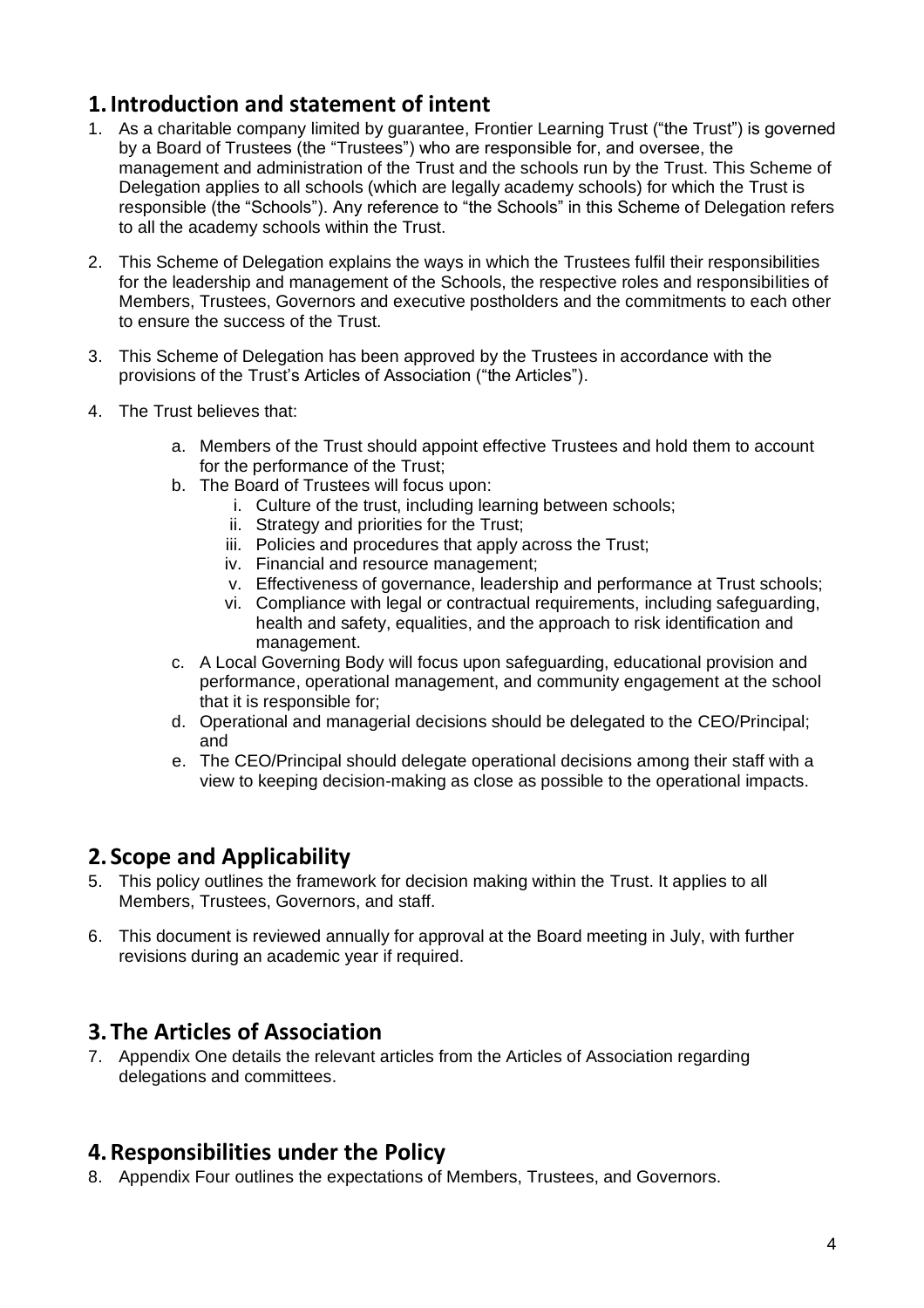## 1. Introduction and statement of intent

1. As a charitable company limited by guarantee, Frontier Learning Trust ("the Trust") is governed by a Board of Trustees (the "Trustees") who are responsible for, and oversee, the management and administration of the Trust and the schools run by the Trust. This Scheme of Delegation applies to all schools (which are legally academy schools) for which the Trust is responsible (the "Schools"). Any reference to "the Schools" in this Scheme of Delegation refers to all the academy schools within the Trust.

2. This Scheme of Delegation explains the ways in which the Trustees fulfil their responsibilities for the leadership and management of the Schools, the respective roles and responsibilities of Members, Trustees, Governors and executive postholders and the commitments to each other to ensure the success of the Trust.

3. This Scheme of Delegation has been approved by the Trustees in accordance with the provisions of the Trust's Articles of Association ("the Articles").

4. The Trust believes that:

    a. Members of the Trust should appoint effective Trustees and hold them to account for the performance of the Trust;
    b. The Board of Trustees will focus upon:
        i. Culture of the trust, including learning between schools;
        ii. Strategy and priorities for the Trust;
        iii. Policies and procedures that apply across the Trust;
        iv. Financial and resource management;
        v. Effectiveness of governance, leadership and performance at Trust schools;
        vi. Compliance with legal or contractual requirements, including safeguarding, health and safety, equalities, and the approach to risk identification and management.
    c. A Local Governing Body will focus upon safeguarding, educational provision and performance, operational management, and community engagement at the school that it is responsible for;
    d. Operational and managerial decisions should be delegated to the CEO/Principal; and
    e. The CEO/Principal should delegate operational decisions among their staff with a view to keeping decision-making as close as possible to the operational impacts.

## 2. Scope and Applicability

5. This policy outlines the framework for decision making within the Trust. It applies to all Members, Trustees, Governors, and staff.

6. This document is reviewed annually for approval at the Board meeting in July, with further revisions during an academic year if required.

## 3. The Articles of Association

7. Appendix One details the relevant articles from the Articles of Association regarding delegations and committees.

## 4. Responsibilities under the Policy

8. Appendix Four outlines the expectations of Members, Trustees, and Governors.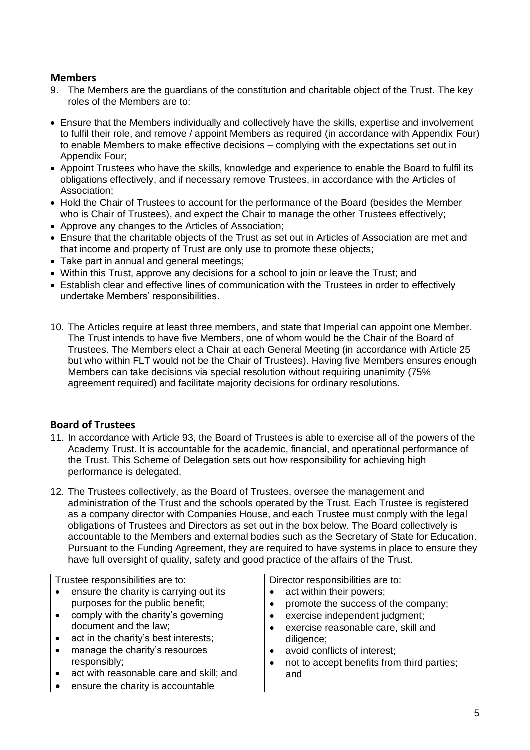## Members

9. The Members are the guardians of the constitution and charitable object of the Trust. The key roles of the Members are to:

- Ensure that the Members individually and collectively have the skills, expertise and involvement to fulfil their role, and remove / appoint Members as required (in accordance with Appendix Four) to enable Members to make effective decisions – complying with the expectations set out in Appendix Four;
- Appoint Trustees who have the skills, knowledge and experience to enable the Board to fulfil its obligations effectively, and if necessary remove Trustees, in accordance with the Articles of Association;
- Hold the Chair of Trustees to account for the performance of the Board (besides the Member who is Chair of Trustees), and expect the Chair to manage the other Trustees effectively;
- Approve any changes to the Articles of Association;
- Ensure that the charitable objects of the Trust as set out in Articles of Association are met and that income and property of Trust are only use to promote these objects;
- Take part in annual and general meetings;
- Within this Trust, approve any decisions for a school to join or leave the Trust; and
- Establish clear and effective lines of communication with the Trustees in order to effectively undertake Members' responsibilities.

10. The Articles require at least three members, and state that Imperial can appoint one Member. The Trust intends to have five Members, one of whom would be the Chair of the Board of Trustees. The Members elect a Chair at each General Meeting (in accordance with Article 25 but who within FLT would not be the Chair of Trustees). Having five Members ensures enough Members can take decisions via special resolution without requiring unanimity (75% agreement required) and facilitate majority decisions for ordinary resolutions.

## Board of Trustees

11. In accordance with Article 93, the Board of Trustees is able to exercise all of the powers of the Academy Trust. It is accountable for the academic, financial, and operational performance of the Trust. This Scheme of Delegation sets out how responsibility for achieving high performance is delegated.

12. The Trustees collectively, as the Board of Trustees, oversee the management and administration of the Trust and the schools operated by the Trust. Each Trustee is registered as a company director with Companies House, and each Trustee must comply with the legal obligations of Trustees and Directors as set out in the box below. The Board collectively is accountable to the Members and external bodies such as the Secretary of State for Education. Pursuant to the Funding Agreement, they are required to have systems in place to ensure they have full oversight of quality, safety and good practice of the affairs of the Trust.

| Trustee responsibilities are to: | Director responsibilities are to: |
|---|---|
| • ensure the charity is carrying out its purposes for the public benefit;<br>• comply with the charity's governing document and the law;<br>• act in the charity's best interests;<br>• manage the charity's resources responsibly;<br>• act with reasonable care and skill; and<br>• ensure the charity is accountable | • act within their powers;<br>• promote the success of the company;<br>• exercise independent judgment;<br>• exercise reasonable care, skill and diligence;<br>• avoid conflicts of interest;<br>• not to accept benefits from third parties; and |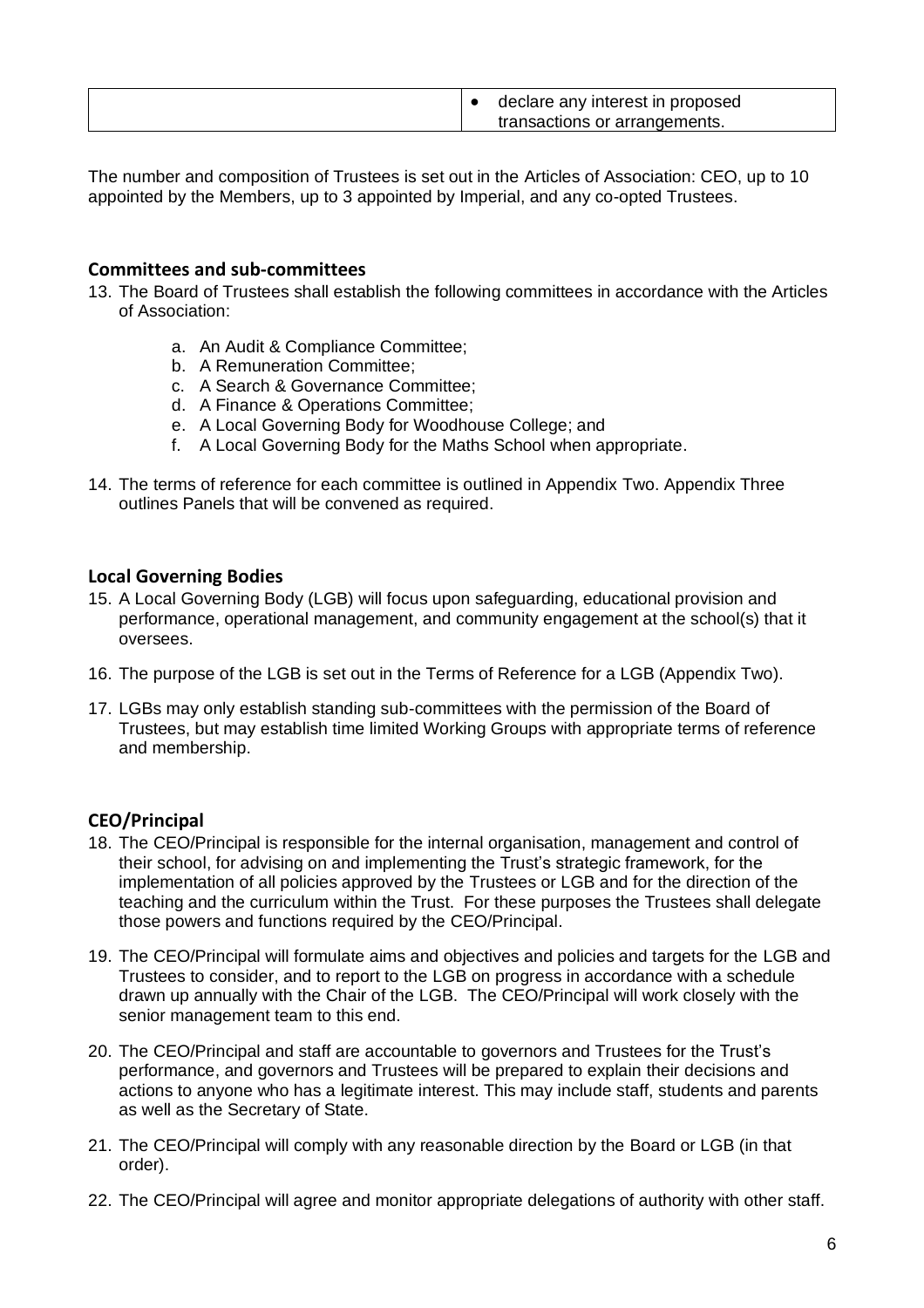| | • declare any interest in proposed transactions or arrangements. |
|---|---|

The number and composition of Trustees is set out in the Articles of Association: CEO, up to 10 appointed by the Members, up to 3 appointed by Imperial, and any co-opted Trustees.

## Committees and sub-committees

13. The Board of Trustees shall establish the following committees in accordance with the Articles of Association:

    a. An Audit & Compliance Committee;
    b. A Remuneration Committee;
    c. A Search & Governance Committee;
    d. A Finance & Operations Committee;
    e. A Local Governing Body for Woodhouse College; and
    f. A Local Governing Body for the Maths School when appropriate.

14. The terms of reference for each committee is outlined in Appendix Two. Appendix Three outlines Panels that will be convened as required.

## Local Governing Bodies

15. A Local Governing Body (LGB) will focus upon safeguarding, educational provision and performance, operational management, and community engagement at the school(s) that it oversees.

16. The purpose of the LGB is set out in the Terms of Reference for a LGB (Appendix Two).

17. LGBs may only establish standing sub-committees with the permission of the Board of Trustees, but may establish time limited Working Groups with appropriate terms of reference and membership.

## CEO/Principal

18. The CEO/Principal is responsible for the internal organisation, management and control of their school, for advising on and implementing the Trust's strategic framework, for the implementation of all policies approved by the Trustees or LGB and for the direction of the teaching and the curriculum within the Trust. For these purposes the Trustees shall delegate those powers and functions required by the CEO/Principal.

19. The CEO/Principal will formulate aims and objectives and policies and targets for the LGB and Trustees to consider, and to report to the LGB on progress in accordance with a schedule drawn up annually with the Chair of the LGB. The CEO/Principal will work closely with the senior management team to this end.

20. The CEO/Principal and staff are accountable to governors and Trustees for the Trust's performance, and governors and Trustees will be prepared to explain their decisions and actions to anyone who has a legitimate interest. This may include staff, students and parents as well as the Secretary of State.

21. The CEO/Principal will comply with any reasonable direction by the Board or LGB (in that order).

22. The CEO/Principal will agree and monitor appropriate delegations of authority with other staff.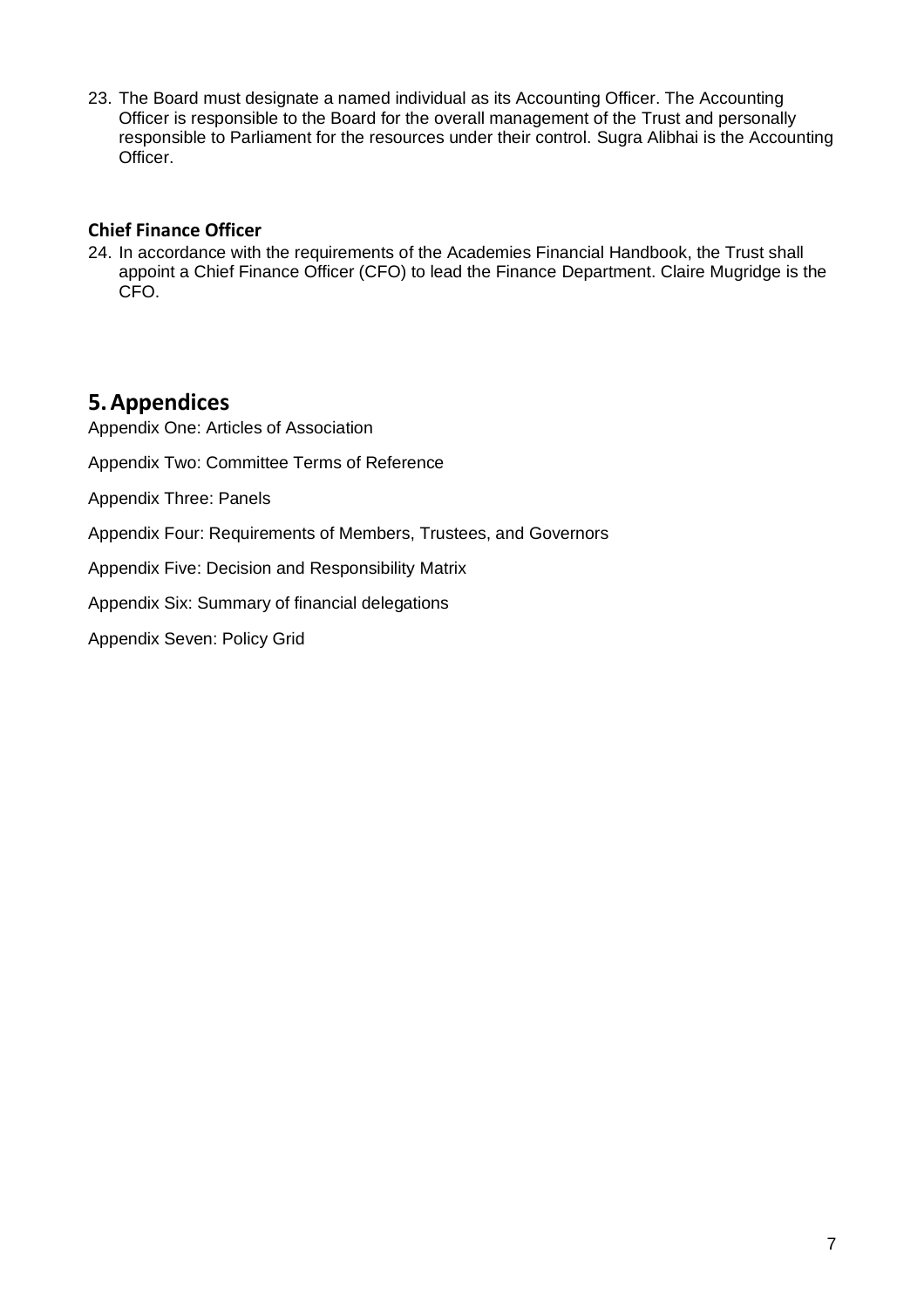23. The Board must designate a named individual as its Accounting Officer. The Accounting Officer is responsible to the Board for the overall management of the Trust and personally responsible to Parliament for the resources under their control. Sugra Alibhai is the Accounting Officer.

### Chief Finance Officer

24. In accordance with the requirements of the Academies Financial Handbook, the Trust shall appoint a Chief Finance Officer (CFO) to lead the Finance Department. Claire Mugridge is the CFO.

## 5. Appendices

Appendix One: Articles of Association

Appendix Two: Committee Terms of Reference

Appendix Three: Panels

Appendix Four: Requirements of Members, Trustees, and Governors

Appendix Five: Decision and Responsibility Matrix

Appendix Six: Summary of financial delegations

Appendix Seven: Policy Grid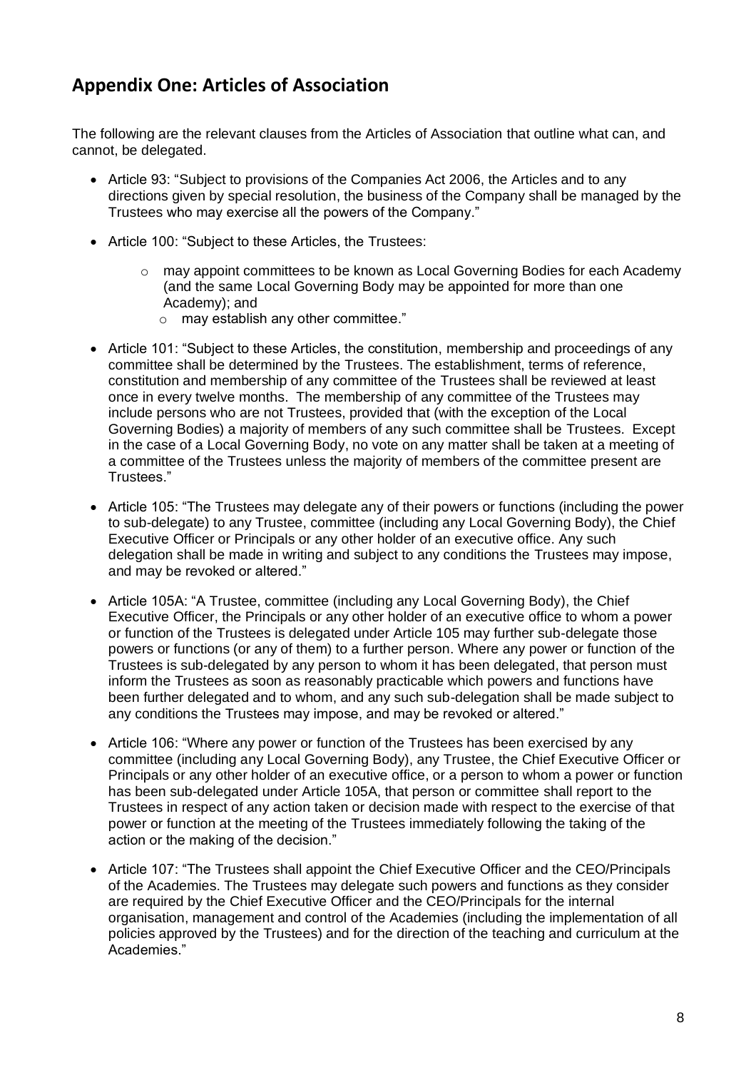## Appendix One: Articles of Association

The following are the relevant clauses from the Articles of Association that outline what can, and cannot, be delegated.

- Article 93: "Subject to provisions of the Companies Act 2006, the Articles and to any directions given by special resolution, the business of the Company shall be managed by the Trustees who may exercise all the powers of the Company."
- Article 100: "Subject to these Articles, the Trustees:
    - may appoint committees to be known as Local Governing Bodies for each Academy (and the same Local Governing Body may be appointed for more than one Academy); and
    - may establish any other committee."
- Article 101: "Subject to these Articles, the constitution, membership and proceedings of any committee shall be determined by the Trustees. The establishment, terms of reference, constitution and membership of any committee of the Trustees shall be reviewed at least once in every twelve months. The membership of any committee of the Trustees may include persons who are not Trustees, provided that (with the exception of the Local Governing Bodies) a majority of members of any such committee shall be Trustees. Except in the case of a Local Governing Body, no vote on any matter shall be taken at a meeting of a committee of the Trustees unless the majority of members of the committee present are Trustees."
- Article 105: "The Trustees may delegate any of their powers or functions (including the power to sub-delegate) to any Trustee, committee (including any Local Governing Body), the Chief Executive Officer or Principals or any other holder of an executive office. Any such delegation shall be made in writing and subject to any conditions the Trustees may impose, and may be revoked or altered."
- Article 105A: "A Trustee, committee (including any Local Governing Body), the Chief Executive Officer, the Principals or any other holder of an executive office to whom a power or function of the Trustees is delegated under Article 105 may further sub-delegate those powers or functions (or any of them) to a further person. Where any power or function of the Trustees is sub-delegated by any person to whom it has been delegated, that person must inform the Trustees as soon as reasonably practicable which powers and functions have been further delegated and to whom, and any such sub-delegation shall be made subject to any conditions the Trustees may impose, and may be revoked or altered."
- Article 106: "Where any power or function of the Trustees has been exercised by any committee (including any Local Governing Body), any Trustee, the Chief Executive Officer or Principals or any other holder of an executive office, or a person to whom a power or function has been sub-delegated under Article 105A, that person or committee shall report to the Trustees in respect of any action taken or decision made with respect to the exercise of that power or function at the meeting of the Trustees immediately following the taking of the action or the making of the decision."
- Article 107: "The Trustees shall appoint the Chief Executive Officer and the CEO/Principals of the Academies. The Trustees may delegate such powers and functions as they consider are required by the Chief Executive Officer and the CEO/Principals for the internal organisation, management and control of the Academies (including the implementation of all policies approved by the Trustees) and for the direction of the teaching and curriculum at the Academies."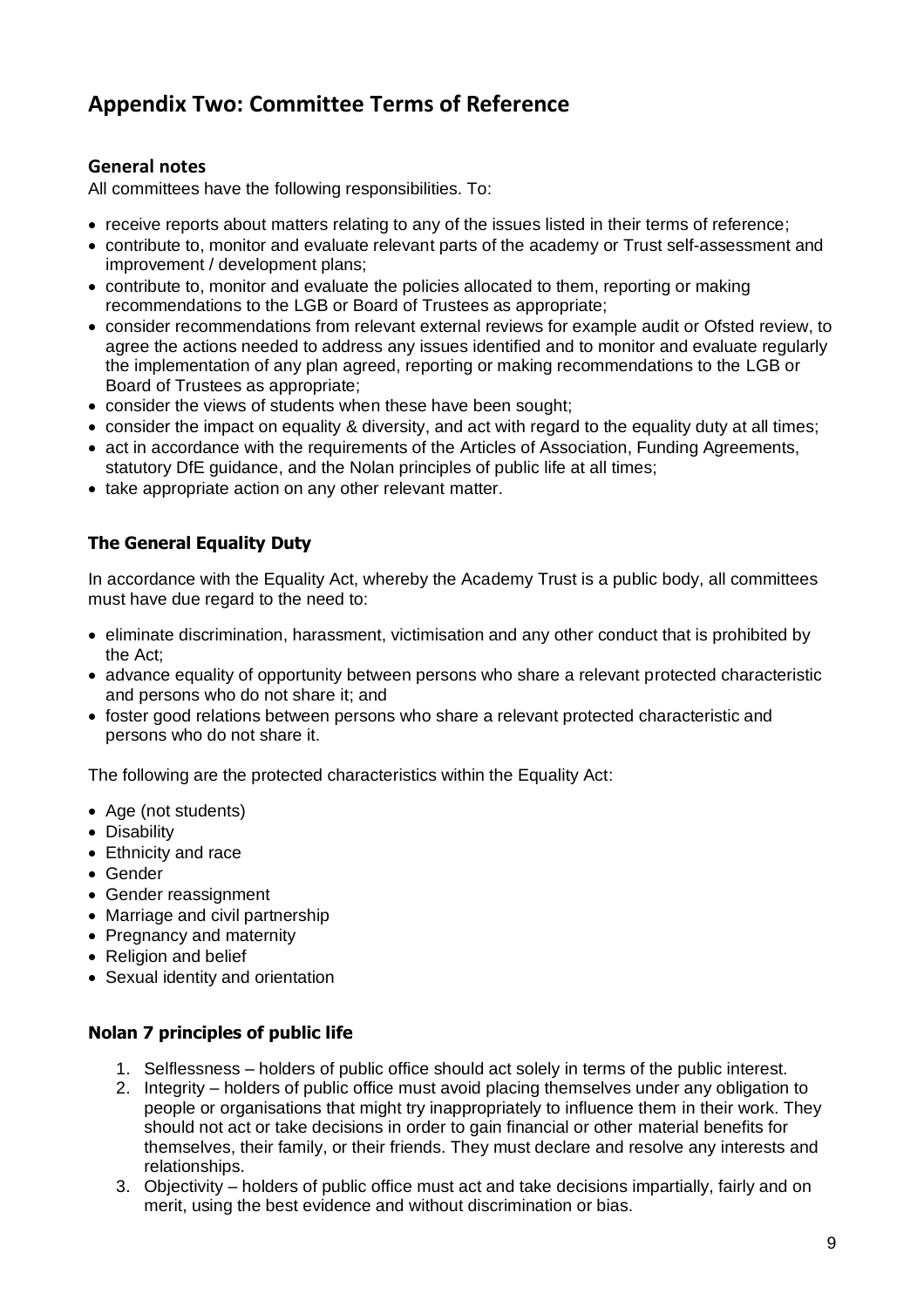# Appendix Two: Committee Terms of Reference

### General notes

All committees have the following responsibilities. To:

- receive reports about matters relating to any of the issues listed in their terms of reference;
- contribute to, monitor and evaluate relevant parts of the academy or Trust self-assessment and improvement / development plans;
- contribute to, monitor and evaluate the policies allocated to them, reporting or making recommendations to the LGB or Board of Trustees as appropriate;
- consider recommendations from relevant external reviews for example audit or Ofsted review, to agree the actions needed to address any issues identified and to monitor and evaluate regularly the implementation of any plan agreed, reporting or making recommendations to the LGB or Board of Trustees as appropriate;
- consider the views of students when these have been sought;
- consider the impact on equality & diversity, and act with regard to the equality duty at all times;
- act in accordance with the requirements of the Articles of Association, Funding Agreements, statutory DfE guidance, and the Nolan principles of public life at all times;
- take appropriate action on any other relevant matter.

### The General Equality Duty

In accordance with the Equality Act, whereby the Academy Trust is a public body, all committees must have due regard to the need to:

- eliminate discrimination, harassment, victimisation and any other conduct that is prohibited by the Act;
- advance equality of opportunity between persons who share a relevant protected characteristic and persons who do not share it; and
- foster good relations between persons who share a relevant protected characteristic and persons who do not share it.

The following are the protected characteristics within the Equality Act:

- Age (not students)
- Disability
- Ethnicity and race
- Gender
- Gender reassignment
- Marriage and civil partnership
- Pregnancy and maternity
- Religion and belief
- Sexual identity and orientation

### Nolan 7 principles of public life

1. Selflessness – holders of public office should act solely in terms of the public interest.
2. Integrity – holders of public office must avoid placing themselves under any obligation to people or organisations that might try inappropriately to influence them in their work. They should not act or take decisions in order to gain financial or other material benefits for themselves, their family, or their friends. They must declare and resolve any interests and relationships.
3. Objectivity – holders of public office must act and take decisions impartially, fairly and on merit, using the best evidence and without discrimination or bias.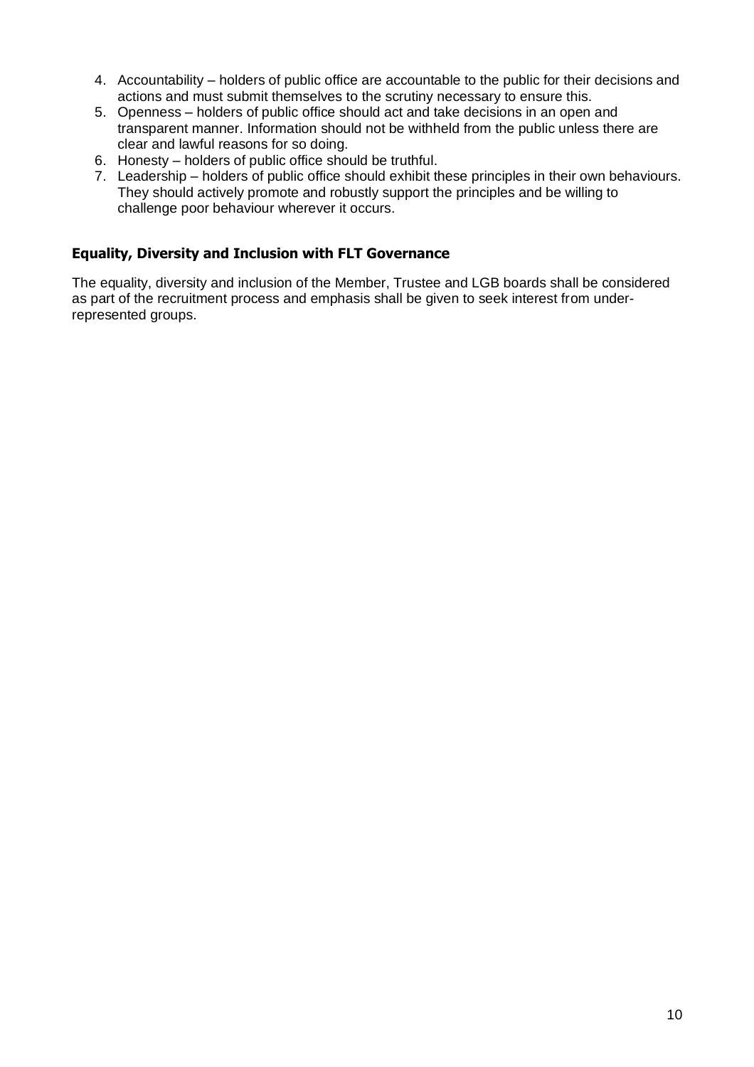4. Accountability – holders of public office are accountable to the public for their decisions and actions and must submit themselves to the scrutiny necessary to ensure this.
5. Openness – holders of public office should act and take decisions in an open and transparent manner. Information should not be withheld from the public unless there are clear and lawful reasons for so doing.
6. Honesty – holders of public office should be truthful.
7. Leadership – holders of public office should exhibit these principles in their own behaviours. They should actively promote and robustly support the principles and be willing to challenge poor behaviour wherever it occurs.

## Equality, Diversity and Inclusion with FLT Governance

The equality, diversity and inclusion of the Member, Trustee and LGB boards shall be considered as part of the recruitment process and emphasis shall be given to seek interest from under-represented groups.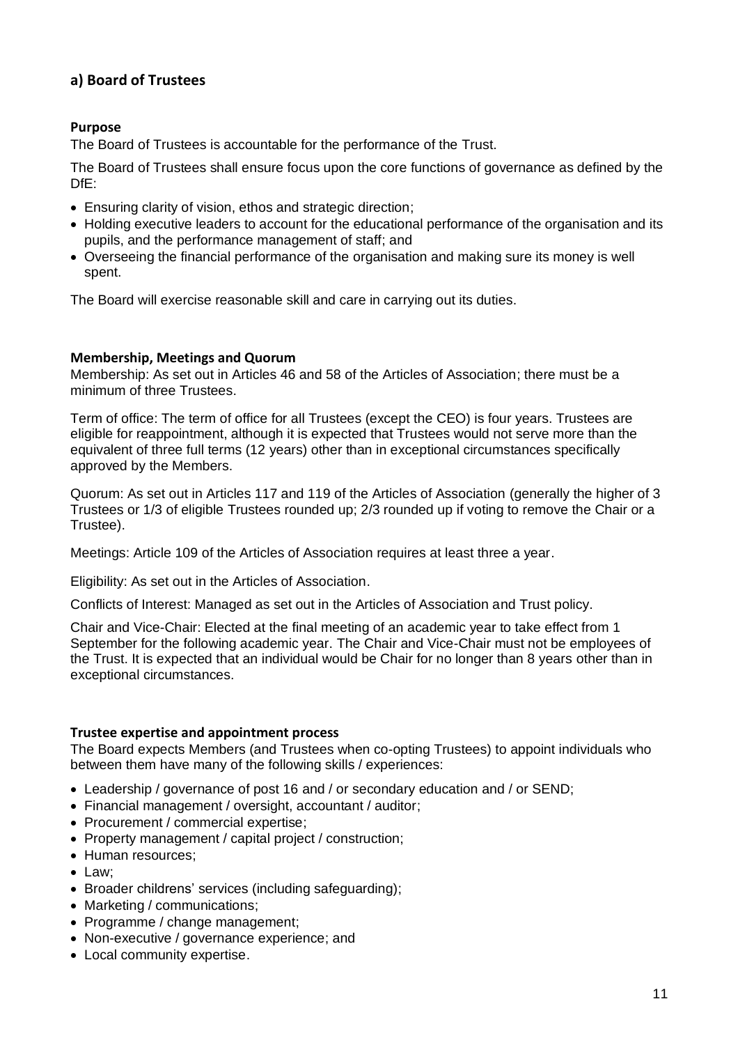## a) Board of Trustees

### Purpose

The Board of Trustees is accountable for the performance of the Trust.

The Board of Trustees shall ensure focus upon the core functions of governance as defined by the DfE:

- Ensuring clarity of vision, ethos and strategic direction;
- Holding executive leaders to account for the educational performance of the organisation and its pupils, and the performance management of staff; and
- Overseeing the financial performance of the organisation and making sure its money is well spent.

The Board will exercise reasonable skill and care in carrying out its duties.

### Membership, Meetings and Quorum

Membership: As set out in Articles 46 and 58 of the Articles of Association; there must be a minimum of three Trustees.

Term of office: The term of office for all Trustees (except the CEO) is four years. Trustees are eligible for reappointment, although it is expected that Trustees would not serve more than the equivalent of three full terms (12 years) other than in exceptional circumstances specifically approved by the Members.

Quorum: As set out in Articles 117 and 119 of the Articles of Association (generally the higher of 3 Trustees or 1/3 of eligible Trustees rounded up; 2/3 rounded up if voting to remove the Chair or a Trustee).

Meetings: Article 109 of the Articles of Association requires at least three a year.

Eligibility: As set out in the Articles of Association.

Conflicts of Interest: Managed as set out in the Articles of Association and Trust policy.

Chair and Vice-Chair: Elected at the final meeting of an academic year to take effect from 1 September for the following academic year. The Chair and Vice-Chair must not be employees of the Trust. It is expected that an individual would be Chair for no longer than 8 years other than in exceptional circumstances.

### Trustee expertise and appointment process

The Board expects Members (and Trustees when co-opting Trustees) to appoint individuals who between them have many of the following skills / experiences:

- Leadership / governance of post 16 and / or secondary education and / or SEND;
- Financial management / oversight, accountant / auditor;
- Procurement / commercial expertise;
- Property management / capital project / construction;
- Human resources;
- Law;
- Broader childrens' services (including safeguarding);
- Marketing / communications;
- Programme / change management;
- Non-executive / governance experience; and
- Local community expertise.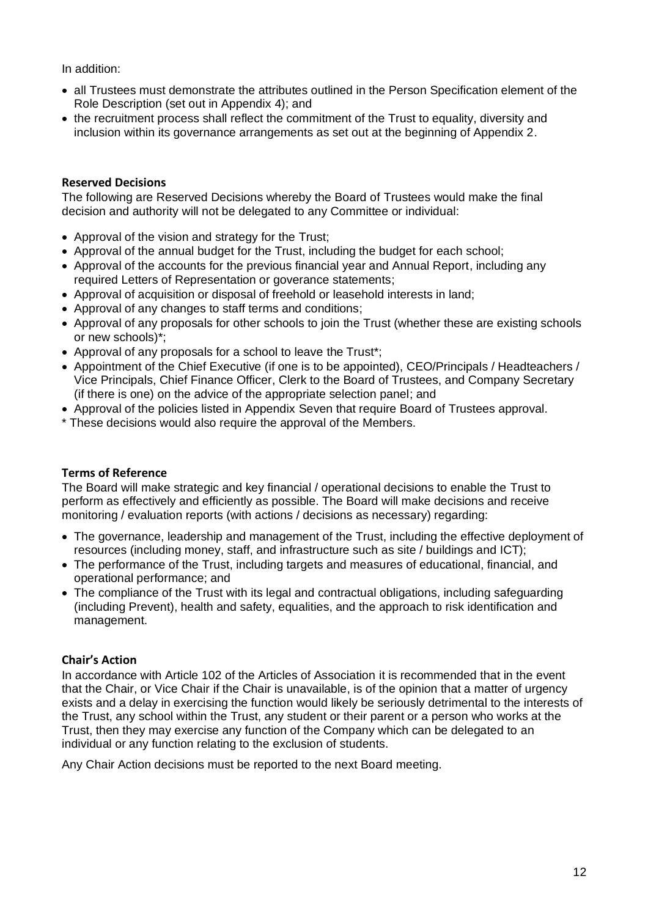In addition:

- all Trustees must demonstrate the attributes outlined in the Person Specification element of the Role Description (set out in Appendix 4); and
- the recruitment process shall reflect the commitment of the Trust to equality, diversity and inclusion within its governance arrangements as set out at the beginning of Appendix 2.

**Reserved Decisions**

The following are Reserved Decisions whereby the Board of Trustees would make the final decision and authority will not be delegated to any Committee or individual:

- Approval of the vision and strategy for the Trust;
- Approval of the annual budget for the Trust, including the budget for each school;
- Approval of the accounts for the previous financial year and Annual Report, including any required Letters of Representation or goverance statements;
- Approval of acquisition or disposal of freehold or leasehold interests in land;
- Approval of any changes to staff terms and conditions;
- Approval of any proposals for other schools to join the Trust (whether these are existing schools or new schools)*;
- Approval of any proposals for a school to leave the Trust*;
- Appointment of the Chief Executive (if one is to be appointed), CEO/Principals / Headteachers / Vice Principals, Chief Finance Officer, Clerk to the Board of Trustees, and Company Secretary (if there is one) on the advice of the appropriate selection panel; and
- Approval of the policies listed in Appendix Seven that require Board of Trustees approval.

* These decisions would also require the approval of the Members.

**Terms of Reference**

The Board will make strategic and key financial / operational decisions to enable the Trust to perform as effectively and efficiently as possible. The Board will make decisions and receive monitoring / evaluation reports (with actions / decisions as necessary) regarding:

- The governance, leadership and management of the Trust, including the effective deployment of resources (including money, staff, and infrastructure such as site / buildings and ICT);
- The performance of the Trust, including targets and measures of educational, financial, and operational performance; and
- The compliance of the Trust with its legal and contractual obligations, including safeguarding (including Prevent), health and safety, equalities, and the approach to risk identification and management.

**Chair's Action**

In accordance with Article 102 of the Articles of Association it is recommended that in the event that the Chair, or Vice Chair if the Chair is unavailable, is of the opinion that a matter of urgency exists and a delay in exercising the function would likely be seriously detrimental to the interests of the Trust, any school within the Trust, any student or their parent or a person who works at the Trust, then they may exercise any function of the Company which can be delegated to an individual or any function relating to the exclusion of students.

Any Chair Action decisions must be reported to the next Board meeting.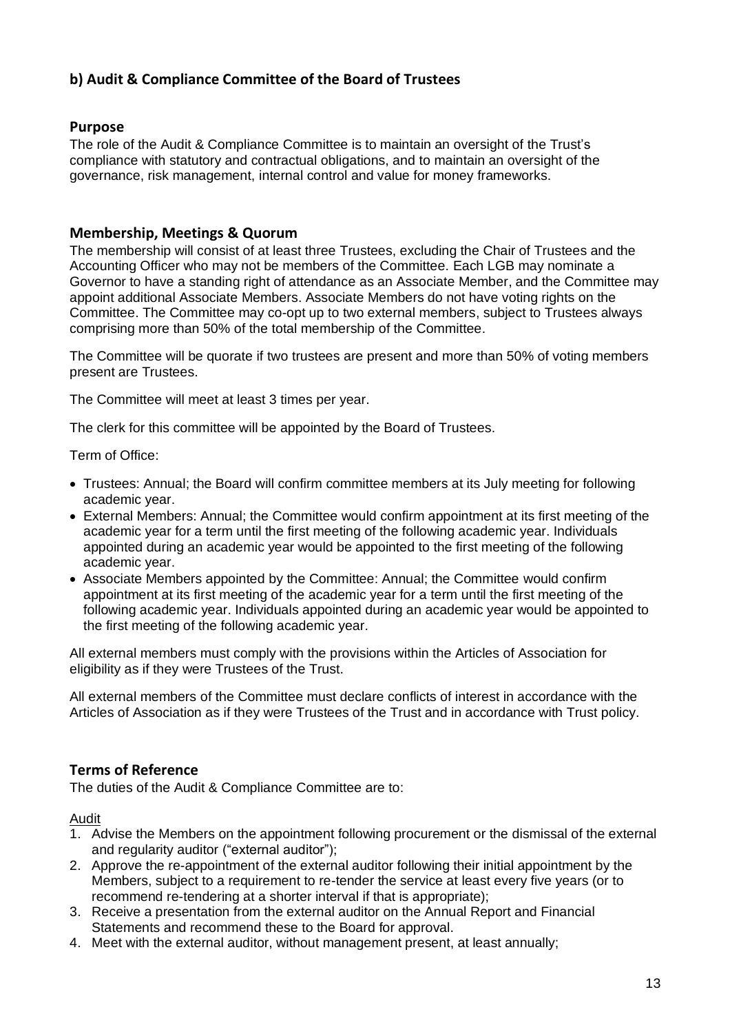## b) Audit & Compliance Committee of the Board of Trustees

### Purpose

The role of the Audit & Compliance Committee is to maintain an oversight of the Trust's compliance with statutory and contractual obligations, and to maintain an oversight of the governance, risk management, internal control and value for money frameworks.

### Membership, Meetings & Quorum

The membership will consist of at least three Trustees, excluding the Chair of Trustees and the Accounting Officer who may not be members of the Committee. Each LGB may nominate a Governor to have a standing right of attendance as an Associate Member, and the Committee may appoint additional Associate Members. Associate Members do not have voting rights on the Committee. The Committee may co-opt up to two external members, subject to Trustees always comprising more than 50% of the total membership of the Committee.

The Committee will be quorate if two trustees are present and more than 50% of voting members present are Trustees.

The Committee will meet at least 3 times per year.

The clerk for this committee will be appointed by the Board of Trustees.

Term of Office:

- Trustees: Annual; the Board will confirm committee members at its July meeting for following academic year.
- External Members: Annual; the Committee would confirm appointment at its first meeting of the academic year for a term until the first meeting of the following academic year. Individuals appointed during an academic year would be appointed to the first meeting of the following academic year.
- Associate Members appointed by the Committee: Annual; the Committee would confirm appointment at its first meeting of the academic year for a term until the first meeting of the following academic year. Individuals appointed during an academic year would be appointed to the first meeting of the following academic year.

All external members must comply with the provisions within the Articles of Association for eligibility as if they were Trustees of the Trust.

All external members of the Committee must declare conflicts of interest in accordance with the Articles of Association as if they were Trustees of the Trust and in accordance with Trust policy.

### Terms of Reference

The duties of the Audit & Compliance Committee are to:

Audit

1. Advise the Members on the appointment following procurement or the dismissal of the external and regularity auditor ("external auditor");
2. Approve the re-appointment of the external auditor following their initial appointment by the Members, subject to a requirement to re-tender the service at least every five years (or to recommend re-tendering at a shorter interval if that is appropriate);
3. Receive a presentation from the external auditor on the Annual Report and Financial Statements and recommend these to the Board for approval.
4. Meet with the external auditor, without management present, at least annually;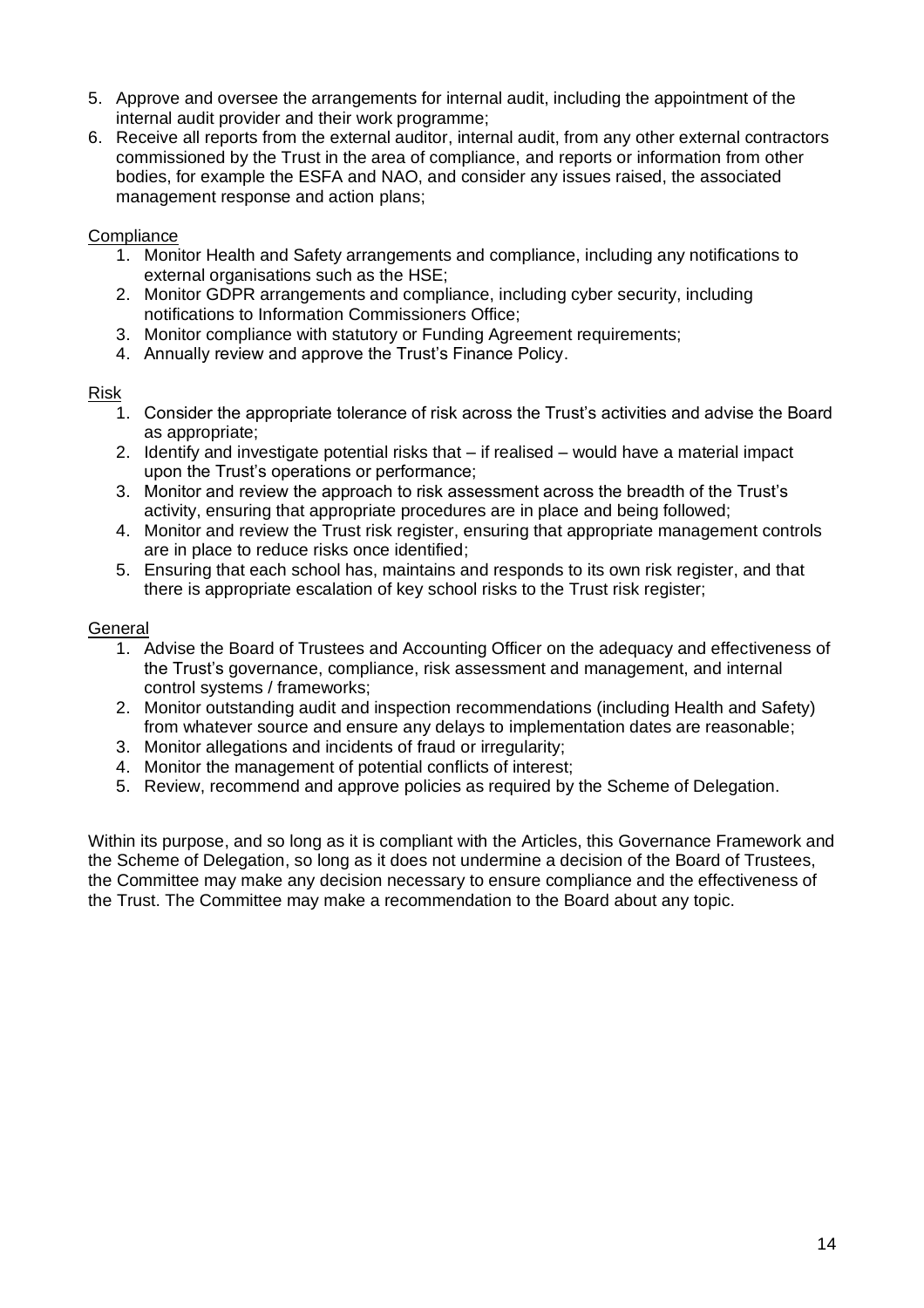5. Approve and oversee the arrangements for internal audit, including the appointment of the internal audit provider and their work programme;
6. Receive all reports from the external auditor, internal audit, from any other external contractors commissioned by the Trust in the area of compliance, and reports or information from other bodies, for example the ESFA and NAO, and consider any issues raised, the associated management response and action plans;

Compliance

1. Monitor Health and Safety arrangements and compliance, including any notifications to external organisations such as the HSE;
2. Monitor GDPR arrangements and compliance, including cyber security, including notifications to Information Commissioners Office;
3. Monitor compliance with statutory or Funding Agreement requirements;
4. Annually review and approve the Trust's Finance Policy.

Risk

1. Consider the appropriate tolerance of risk across the Trust's activities and advise the Board as appropriate;
2. Identify and investigate potential risks that – if realised – would have a material impact upon the Trust's operations or performance;
3. Monitor and review the approach to risk assessment across the breadth of the Trust's activity, ensuring that appropriate procedures are in place and being followed;
4. Monitor and review the Trust risk register, ensuring that appropriate management controls are in place to reduce risks once identified;
5. Ensuring that each school has, maintains and responds to its own risk register, and that there is appropriate escalation of key school risks to the Trust risk register;

General

1. Advise the Board of Trustees and Accounting Officer on the adequacy and effectiveness of the Trust's governance, compliance, risk assessment and management, and internal control systems / frameworks;
2. Monitor outstanding audit and inspection recommendations (including Health and Safety) from whatever source and ensure any delays to implementation dates are reasonable;
3. Monitor allegations and incidents of fraud or irregularity;
4. Monitor the management of potential conflicts of interest;
5. Review, recommend and approve policies as required by the Scheme of Delegation.

Within its purpose, and so long as it is compliant with the Articles, this Governance Framework and the Scheme of Delegation, so long as it does not undermine a decision of the Board of Trustees, the Committee may make any decision necessary to ensure compliance and the effectiveness of the Trust. The Committee may make a recommendation to the Board about any topic.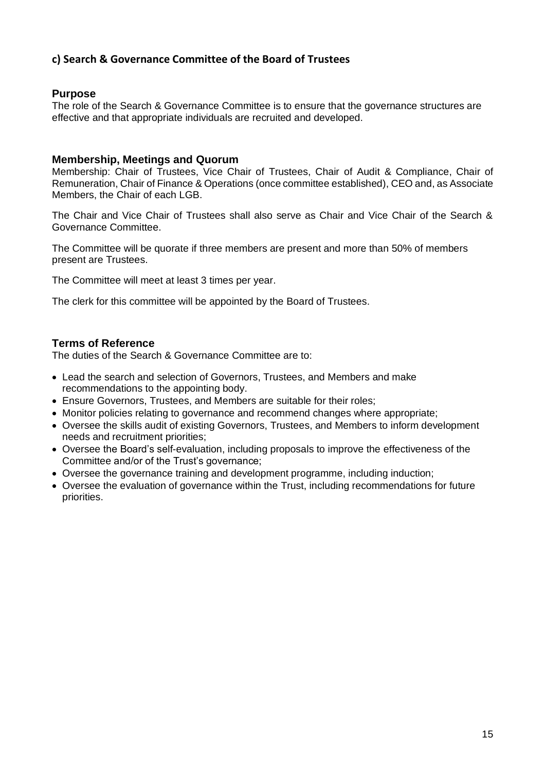### c) Search & Governance Committee of the Board of Trustees

#### Purpose

The role of the Search & Governance Committee is to ensure that the governance structures are effective and that appropriate individuals are recruited and developed.

#### Membership, Meetings and Quorum

Membership: Chair of Trustees, Vice Chair of Trustees, Chair of Audit & Compliance, Chair of Remuneration, Chair of Finance & Operations (once committee established), CEO and, as Associate Members, the Chair of each LGB.

The Chair and Vice Chair of Trustees shall also serve as Chair and Vice Chair of the Search & Governance Committee.

The Committee will be quorate if three members are present and more than 50% of members present are Trustees.

The Committee will meet at least 3 times per year.

The clerk for this committee will be appointed by the Board of Trustees.

#### Terms of Reference

The duties of the Search & Governance Committee are to:

- Lead the search and selection of Governors, Trustees, and Members and make recommendations to the appointing body.
- Ensure Governors, Trustees, and Members are suitable for their roles;
- Monitor policies relating to governance and recommend changes where appropriate;
- Oversee the skills audit of existing Governors, Trustees, and Members to inform development needs and recruitment priorities;
- Oversee the Board's self-evaluation, including proposals to improve the effectiveness of the Committee and/or of the Trust's governance;
- Oversee the governance training and development programme, including induction;
- Oversee the evaluation of governance within the Trust, including recommendations for future priorities.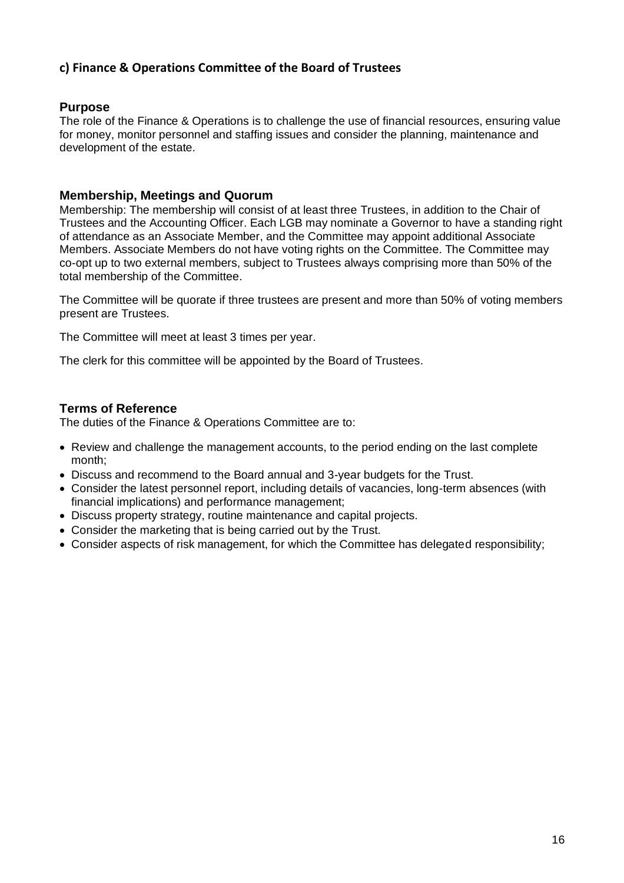## c) Finance & Operations Committee of the Board of Trustees

### Purpose

The role of the Finance & Operations is to challenge the use of financial resources, ensuring value for money, monitor personnel and staffing issues and consider the planning, maintenance and development of the estate.

### Membership, Meetings and Quorum

Membership: The membership will consist of at least three Trustees, in addition to the Chair of Trustees and the Accounting Officer. Each LGB may nominate a Governor to have a standing right of attendance as an Associate Member, and the Committee may appoint additional Associate Members. Associate Members do not have voting rights on the Committee. The Committee may co-opt up to two external members, subject to Trustees always comprising more than 50% of the total membership of the Committee.

The Committee will be quorate if three trustees are present and more than 50% of voting members present are Trustees.

The Committee will meet at least 3 times per year.

The clerk for this committee will be appointed by the Board of Trustees.

### Terms of Reference

The duties of the Finance & Operations Committee are to:

- Review and challenge the management accounts, to the period ending on the last complete month;
- Discuss and recommend to the Board annual and 3-year budgets for the Trust.
- Consider the latest personnel report, including details of vacancies, long-term absences (with financial implications) and performance management;
- Discuss property strategy, routine maintenance and capital projects.
- Consider the marketing that is being carried out by the Trust.
- Consider aspects of risk management, for which the Committee has delegated responsibility;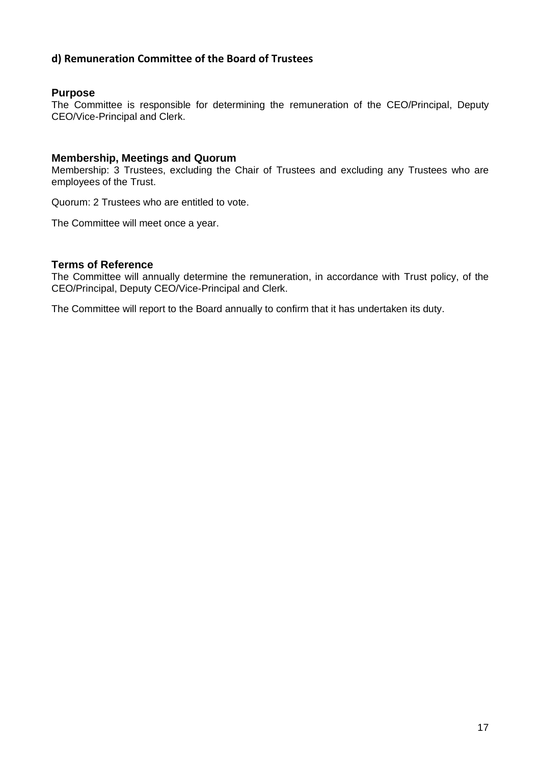## d) Remuneration Committee of the Board of Trustees

### Purpose

The Committee is responsible for determining the remuneration of the CEO/Principal, Deputy CEO/Vice-Principal and Clerk.

### Membership, Meetings and Quorum

Membership: 3 Trustees, excluding the Chair of Trustees and excluding any Trustees who are employees of the Trust.

Quorum: 2 Trustees who are entitled to vote.

The Committee will meet once a year.

### Terms of Reference

The Committee will annually determine the remuneration, in accordance with Trust policy, of the CEO/Principal, Deputy CEO/Vice-Principal and Clerk.

The Committee will report to the Board annually to confirm that it has undertaken its duty.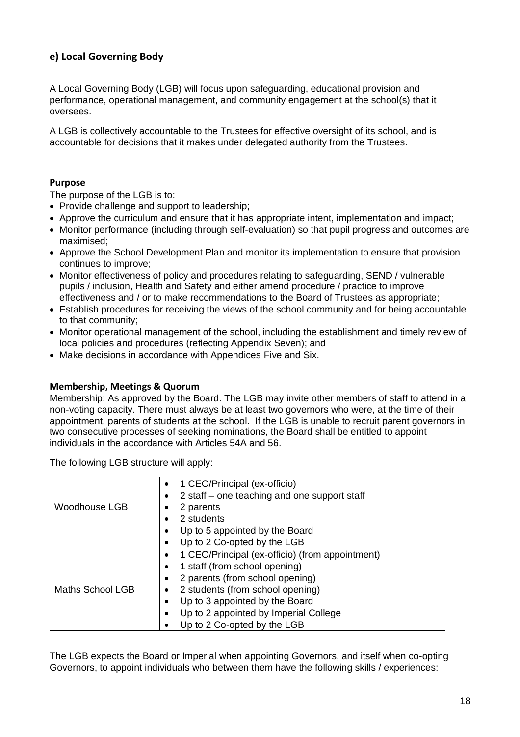## e) Local Governing Body

A Local Governing Body (LGB) will focus upon safeguarding, educational provision and performance, operational management, and community engagement at the school(s) that it oversees.

A LGB is collectively accountable to the Trustees for effective oversight of its school, and is accountable for decisions that it makes under delegated authority from the Trustees.

### Purpose

The purpose of the LGB is to:

- Provide challenge and support to leadership;
- Approve the curriculum and ensure that it has appropriate intent, implementation and impact;
- Monitor performance (including through self-evaluation) so that pupil progress and outcomes are maximised;
- Approve the School Development Plan and monitor its implementation to ensure that provision continues to improve;
- Monitor effectiveness of policy and procedures relating to safeguarding, SEND / vulnerable pupils / inclusion, Health and Safety and either amend procedure / practice to improve effectiveness and / or to make recommendations to the Board of Trustees as appropriate;
- Establish procedures for receiving the views of the school community and for being accountable to that community;
- Monitor operational management of the school, including the establishment and timely review of local policies and procedures (reflecting Appendix Seven); and
- Make decisions in accordance with Appendices Five and Six.

### Membership, Meetings & Quorum

Membership: As approved by the Board. The LGB may invite other members of staff to attend in a non-voting capacity. There must always be at least two governors who were, at the time of their appointment, parents of students at the school. If the LGB is unable to recruit parent governors in two consecutive processes of seeking nominations, the Board shall be entitled to appoint individuals in the accordance with Articles 54A and 56.

The following LGB structure will apply:

| | |
|---|---|
| Woodhouse LGB | • 1 CEO/Principal (ex-officio)<br>• 2 staff – one teaching and one support staff<br>• 2 parents<br>• 2 students<br>• Up to 5 appointed by the Board<br>• Up to 2 Co-opted by the LGB |
| Maths School LGB | • 1 CEO/Principal (ex-officio) (from appointment)<br>• 1 staff (from school opening)<br>• 2 parents (from school opening)<br>• 2 students (from school opening)<br>• Up to 3 appointed by the Board<br>• Up to 2 appointed by Imperial College<br>• Up to 2 Co-opted by the LGB |

The LGB expects the Board or Imperial when appointing Governors, and itself when co-opting Governors, to appoint individuals who between them have the following skills / experiences: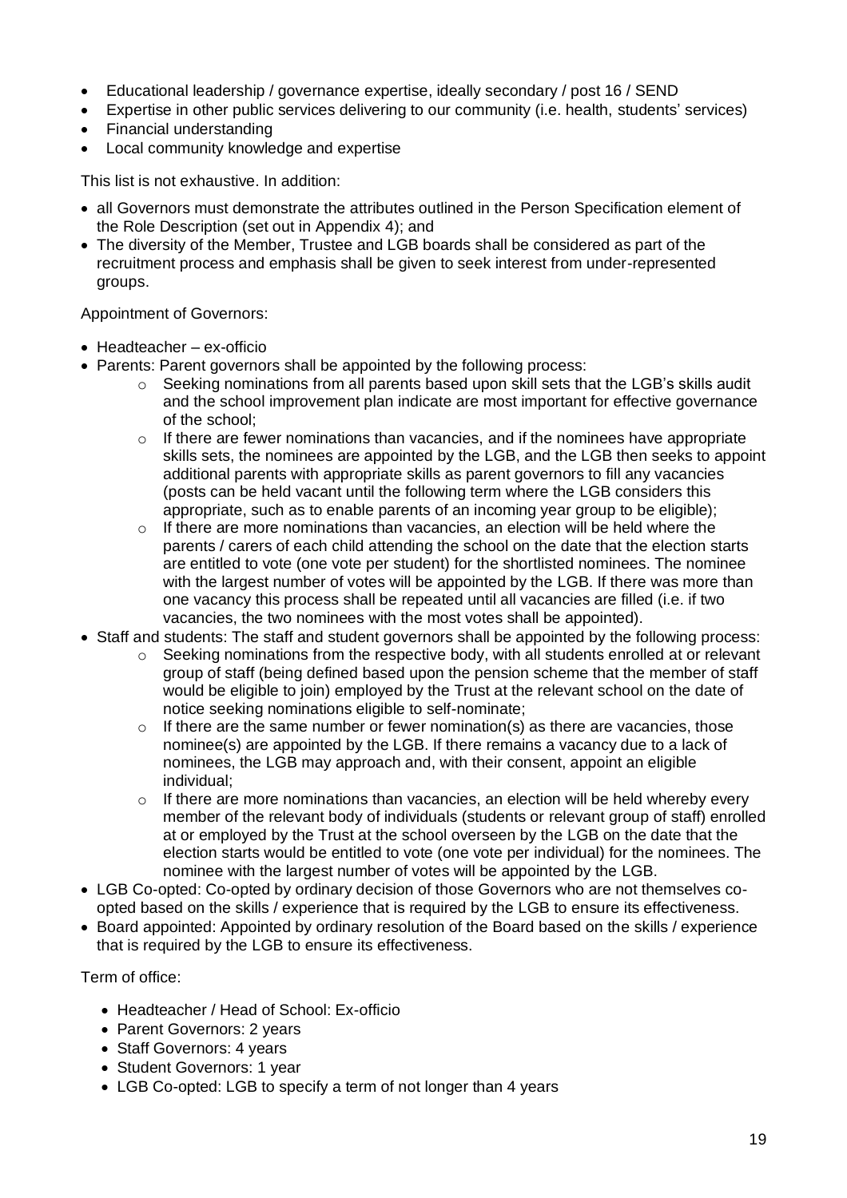- Educational leadership / governance expertise, ideally secondary / post 16 / SEND
- Expertise in other public services delivering to our community (i.e. health, students' services)
- Financial understanding
- Local community knowledge and expertise

This list is not exhaustive. In addition:

- all Governors must demonstrate the attributes outlined in the Person Specification element of the Role Description (set out in Appendix 4); and
- The diversity of the Member, Trustee and LGB boards shall be considered as part of the recruitment process and emphasis shall be given to seek interest from under-represented groups.

Appointment of Governors:

- Headteacher – ex-officio
- Parents: Parent governors shall be appointed by the following process:
    - Seeking nominations from all parents based upon skill sets that the LGB's skills audit and the school improvement plan indicate are most important for effective governance of the school;
    - If there are fewer nominations than vacancies, and if the nominees have appropriate skills sets, the nominees are appointed by the LGB, and the LGB then seeks to appoint additional parents with appropriate skills as parent governors to fill any vacancies (posts can be held vacant until the following term where the LGB considers this appropriate, such as to enable parents of an incoming year group to be eligible);
    - If there are more nominations than vacancies, an election will be held where the parents / carers of each child attending the school on the date that the election starts are entitled to vote (one vote per student) for the shortlisted nominees. The nominee with the largest number of votes will be appointed by the LGB. If there was more than one vacancy this process shall be repeated until all vacancies are filled (i.e. if two vacancies, the two nominees with the most votes shall be appointed).
- Staff and students: The staff and student governors shall be appointed by the following process:
    - Seeking nominations from the respective body, with all students enrolled at or relevant group of staff (being defined based upon the pension scheme that the member of staff would be eligible to join) employed by the Trust at the relevant school on the date of notice seeking nominations eligible to self-nominate;
    - If there are the same number or fewer nomination(s) as there are vacancies, those nominee(s) are appointed by the LGB. If there remains a vacancy due to a lack of nominees, the LGB may approach and, with their consent, appoint an eligible individual;
    - If there are more nominations than vacancies, an election will be held whereby every member of the relevant body of individuals (students or relevant group of staff) enrolled at or employed by the Trust at the school overseen by the LGB on the date that the election starts would be entitled to vote (one vote per individual) for the nominees. The nominee with the largest number of votes will be appointed by the LGB.
- LGB Co-opted: Co-opted by ordinary decision of those Governors who are not themselves co-opted based on the skills / experience that is required by the LGB to ensure its effectiveness.
- Board appointed: Appointed by ordinary resolution of the Board based on the skills / experience that is required by the LGB to ensure its effectiveness.

Term of office:

- Headteacher / Head of School: Ex-officio
- Parent Governors: 2 years
- Staff Governors: 4 years
- Student Governors: 1 year
- LGB Co-opted: LGB to specify a term of not longer than 4 years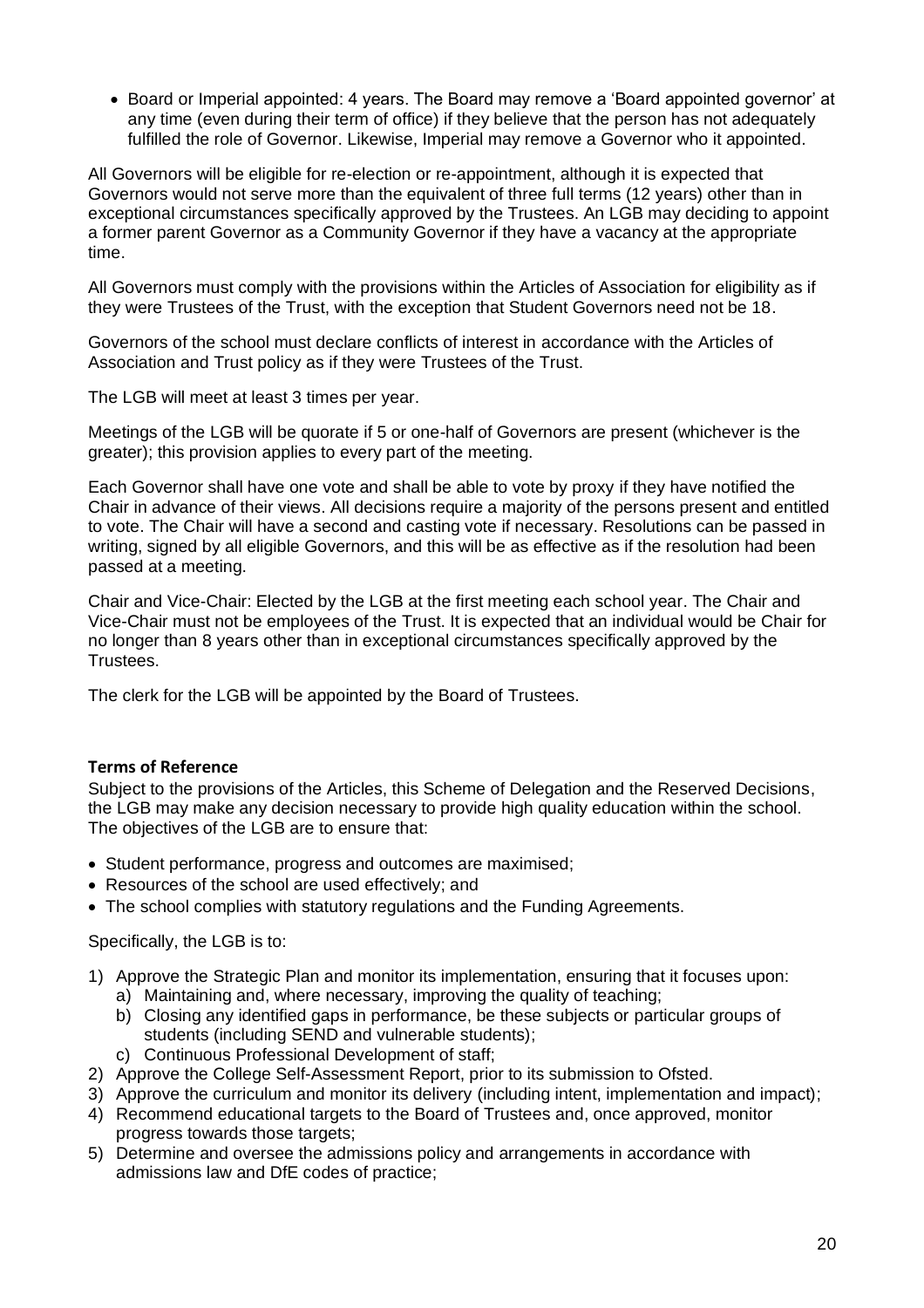- Board or Imperial appointed: 4 years. The Board may remove a 'Board appointed governor' at any time (even during their term of office) if they believe that the person has not adequately fulfilled the role of Governor. Likewise, Imperial may remove a Governor who it appointed.

All Governors will be eligible for re-election or re-appointment, although it is expected that Governors would not serve more than the equivalent of three full terms (12 years) other than in exceptional circumstances specifically approved by the Trustees. An LGB may deciding to appoint a former parent Governor as a Community Governor if they have a vacancy at the appropriate time.

All Governors must comply with the provisions within the Articles of Association for eligibility as if they were Trustees of the Trust, with the exception that Student Governors need not be 18.

Governors of the school must declare conflicts of interest in accordance with the Articles of Association and Trust policy as if they were Trustees of the Trust.

The LGB will meet at least 3 times per year.

Meetings of the LGB will be quorate if 5 or one-half of Governors are present (whichever is the greater); this provision applies to every part of the meeting.

Each Governor shall have one vote and shall be able to vote by proxy if they have notified the Chair in advance of their views. All decisions require a majority of the persons present and entitled to vote. The Chair will have a second and casting vote if necessary. Resolutions can be passed in writing, signed by all eligible Governors, and this will be as effective as if the resolution had been passed at a meeting.

Chair and Vice-Chair: Elected by the LGB at the first meeting each school year. The Chair and Vice-Chair must not be employees of the Trust. It is expected that an individual would be Chair for no longer than 8 years other than in exceptional circumstances specifically approved by the Trustees.

The clerk for the LGB will be appointed by the Board of Trustees.

**Terms of Reference**

Subject to the provisions of the Articles, this Scheme of Delegation and the Reserved Decisions, the LGB may make any decision necessary to provide high quality education within the school. The objectives of the LGB are to ensure that:

- Student performance, progress and outcomes are maximised;
- Resources of the school are used effectively; and
- The school complies with statutory regulations and the Funding Agreements.

Specifically, the LGB is to:

1) Approve the Strategic Plan and monitor its implementation, ensuring that it focuses upon:
   a) Maintaining and, where necessary, improving the quality of teaching;
   b) Closing any identified gaps in performance, be these subjects or particular groups of students (including SEND and vulnerable students);
   c) Continuous Professional Development of staff;
2) Approve the College Self-Assessment Report, prior to its submission to Ofsted.
3) Approve the curriculum and monitor its delivery (including intent, implementation and impact);
4) Recommend educational targets to the Board of Trustees and, once approved, monitor progress towards those targets;
5) Determine and oversee the admissions policy and arrangements in accordance with admissions law and DfE codes of practice;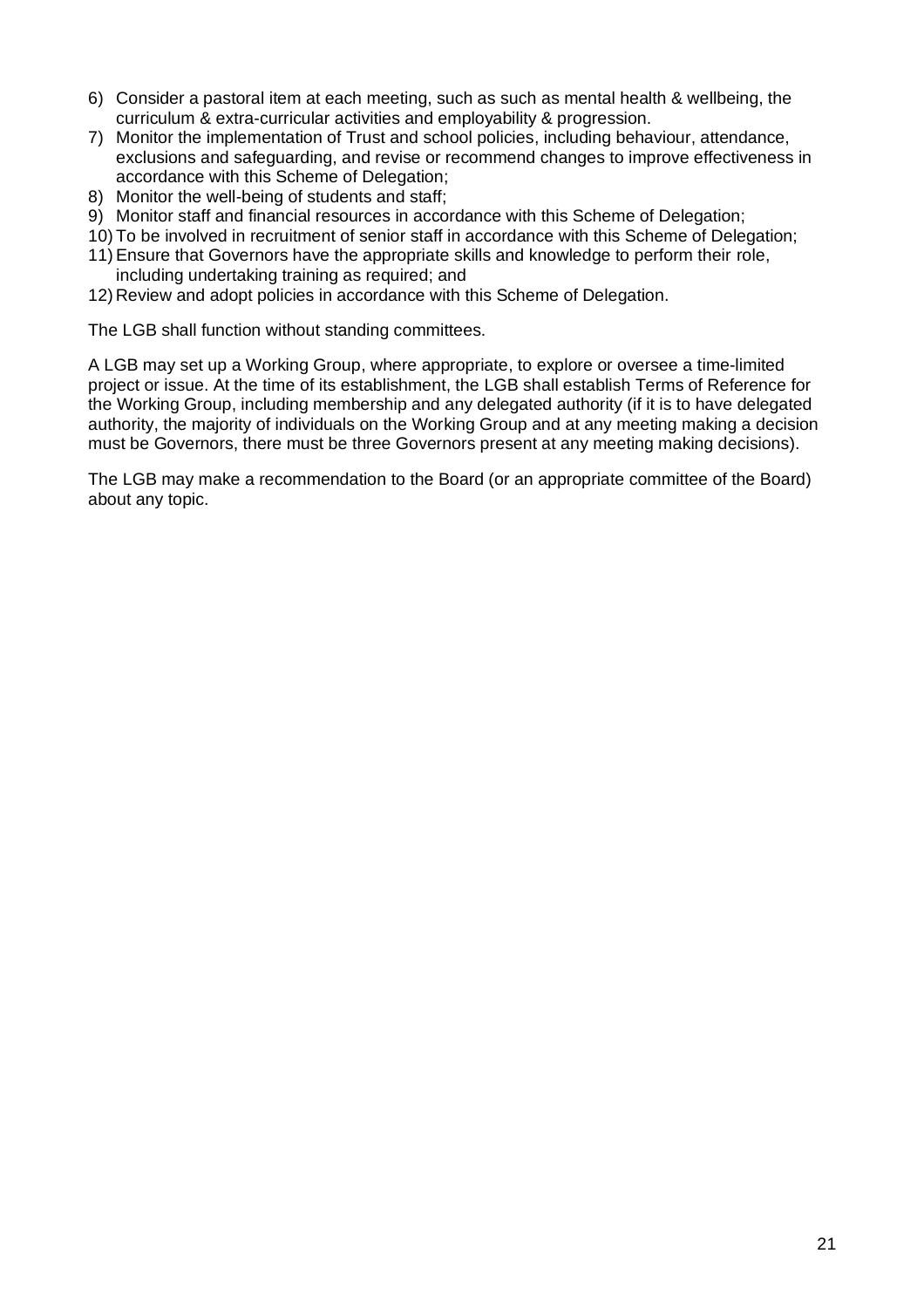6) Consider a pastoral item at each meeting, such as such as mental health & wellbeing, the curriculum & extra-curricular activities and employability & progression.
7) Monitor the implementation of Trust and school policies, including behaviour, attendance, exclusions and safeguarding, and revise or recommend changes to improve effectiveness in accordance with this Scheme of Delegation;
8) Monitor the well-being of students and staff;
9) Monitor staff and financial resources in accordance with this Scheme of Delegation;
10) To be involved in recruitment of senior staff in accordance with this Scheme of Delegation;
11) Ensure that Governors have the appropriate skills and knowledge to perform their role, including undertaking training as required; and
12) Review and adopt policies in accordance with this Scheme of Delegation.

The LGB shall function without standing committees.

A LGB may set up a Working Group, where appropriate, to explore or oversee a time-limited project or issue. At the time of its establishment, the LGB shall establish Terms of Reference for the Working Group, including membership and any delegated authority (if it is to have delegated authority, the majority of individuals on the Working Group and at any meeting making a decision must be Governors, there must be three Governors present at any meeting making decisions).

The LGB may make a recommendation to the Board (or an appropriate committee of the Board) about any topic.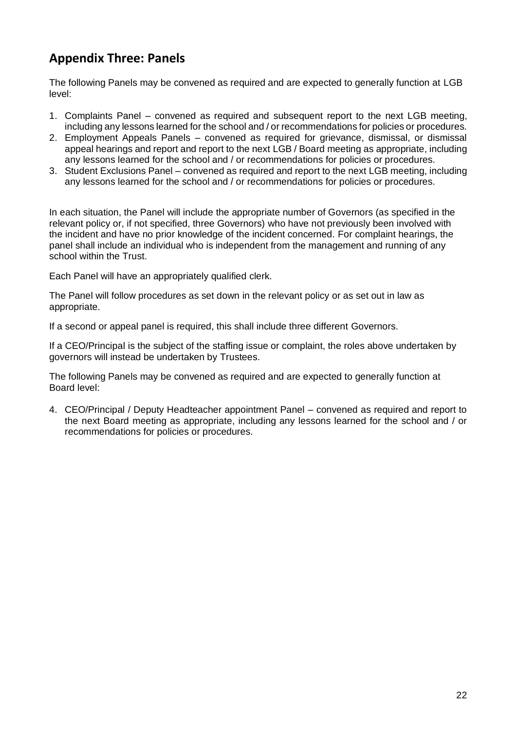## Appendix Three: Panels

The following Panels may be convened as required and are expected to generally function at LGB level:

1. Complaints Panel – convened as required and subsequent report to the next LGB meeting, including any lessons learned for the school and / or recommendations for policies or procedures.
2. Employment Appeals Panels – convened as required for grievance, dismissal, or dismissal appeal hearings and report and report to the next LGB / Board meeting as appropriate, including any lessons learned for the school and / or recommendations for policies or procedures.
3. Student Exclusions Panel – convened as required and report to the next LGB meeting, including any lessons learned for the school and / or recommendations for policies or procedures.

In each situation, the Panel will include the appropriate number of Governors (as specified in the relevant policy or, if not specified, three Governors) who have not previously been involved with the incident and have no prior knowledge of the incident concerned. For complaint hearings, the panel shall include an individual who is independent from the management and running of any school within the Trust.

Each Panel will have an appropriately qualified clerk.

The Panel will follow procedures as set down in the relevant policy or as set out in law as appropriate.

If a second or appeal panel is required, this shall include three different Governors.

If a CEO/Principal is the subject of the staffing issue or complaint, the roles above undertaken by governors will instead be undertaken by Trustees.

The following Panels may be convened as required and are expected to generally function at Board level:

4. CEO/Principal / Deputy Headteacher appointment Panel – convened as required and report to the next Board meeting as appropriate, including any lessons learned for the school and / or recommendations for policies or procedures.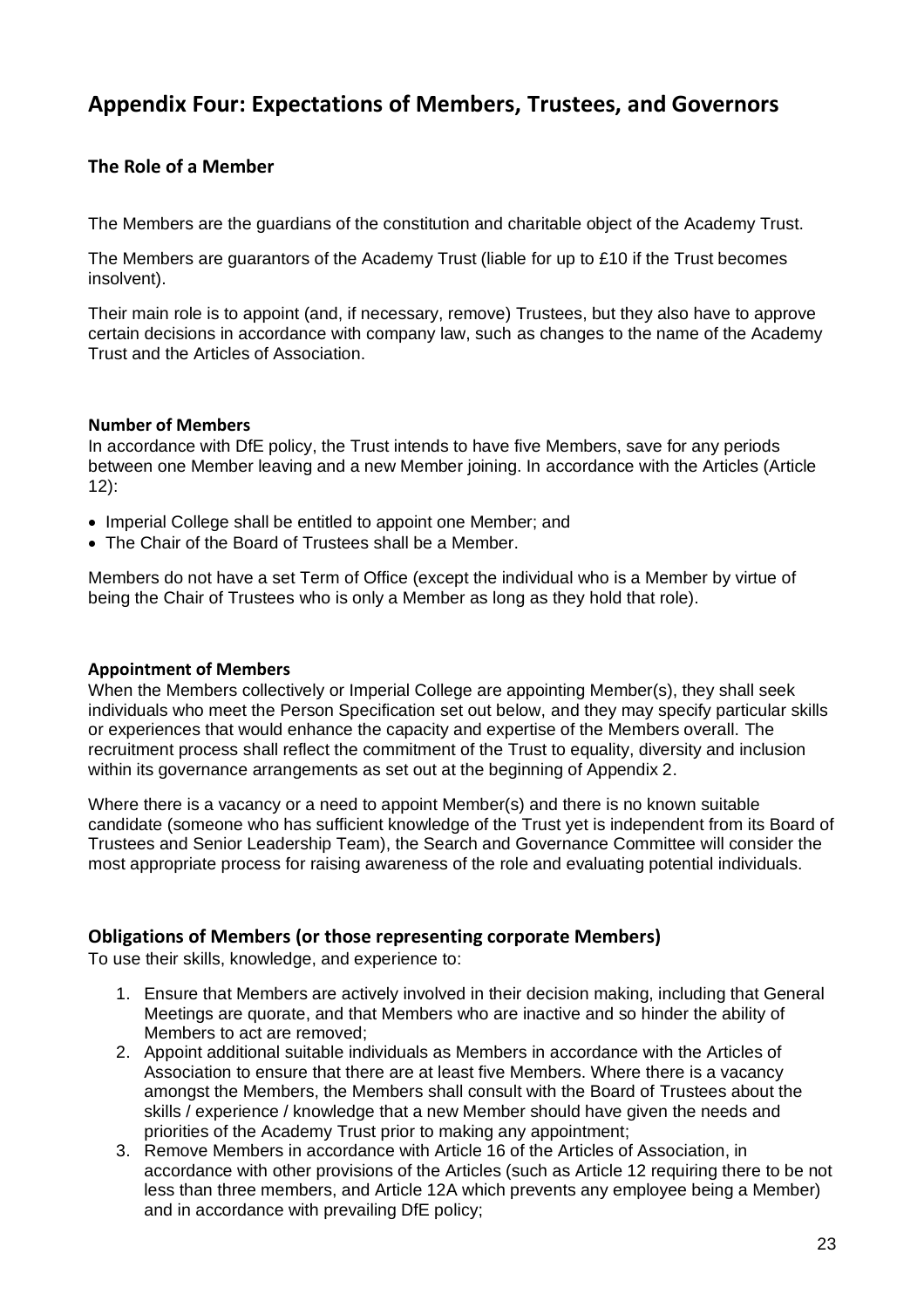# Appendix Four: Expectations of Members, Trustees, and Governors

## The Role of a Member

The Members are the guardians of the constitution and charitable object of the Academy Trust.

The Members are guarantors of the Academy Trust (liable for up to £10 if the Trust becomes insolvent).

Their main role is to appoint (and, if necessary, remove) Trustees, but they also have to approve certain decisions in accordance with company law, such as changes to the name of the Academy Trust and the Articles of Association.

#### Number of Members

In accordance with DfE policy, the Trust intends to have five Members, save for any periods between one Member leaving and a new Member joining. In accordance with the Articles (Article 12):

- Imperial College shall be entitled to appoint one Member; and
- The Chair of the Board of Trustees shall be a Member.

Members do not have a set Term of Office (except the individual who is a Member by virtue of being the Chair of Trustees who is only a Member as long as they hold that role).

#### Appointment of Members

When the Members collectively or Imperial College are appointing Member(s), they shall seek individuals who meet the Person Specification set out below, and they may specify particular skills or experiences that would enhance the capacity and expertise of the Members overall. The recruitment process shall reflect the commitment of the Trust to equality, diversity and inclusion within its governance arrangements as set out at the beginning of Appendix 2.

Where there is a vacancy or a need to appoint Member(s) and there is no known suitable candidate (someone who has sufficient knowledge of the Trust yet is independent from its Board of Trustees and Senior Leadership Team), the Search and Governance Committee will consider the most appropriate process for raising awareness of the role and evaluating potential individuals.

### Obligations of Members (or those representing corporate Members)

To use their skills, knowledge, and experience to:

1. Ensure that Members are actively involved in their decision making, including that General Meetings are quorate, and that Members who are inactive and so hinder the ability of Members to act are removed;
2. Appoint additional suitable individuals as Members in accordance with the Articles of Association to ensure that there are at least five Members. Where there is a vacancy amongst the Members, the Members shall consult with the Board of Trustees about the skills / experience / knowledge that a new Member should have given the needs and priorities of the Academy Trust prior to making any appointment;
3. Remove Members in accordance with Article 16 of the Articles of Association, in accordance with other provisions of the Articles (such as Article 12 requiring there to be not less than three members, and Article 12A which prevents any employee being a Member) and in accordance with prevailing DfE policy;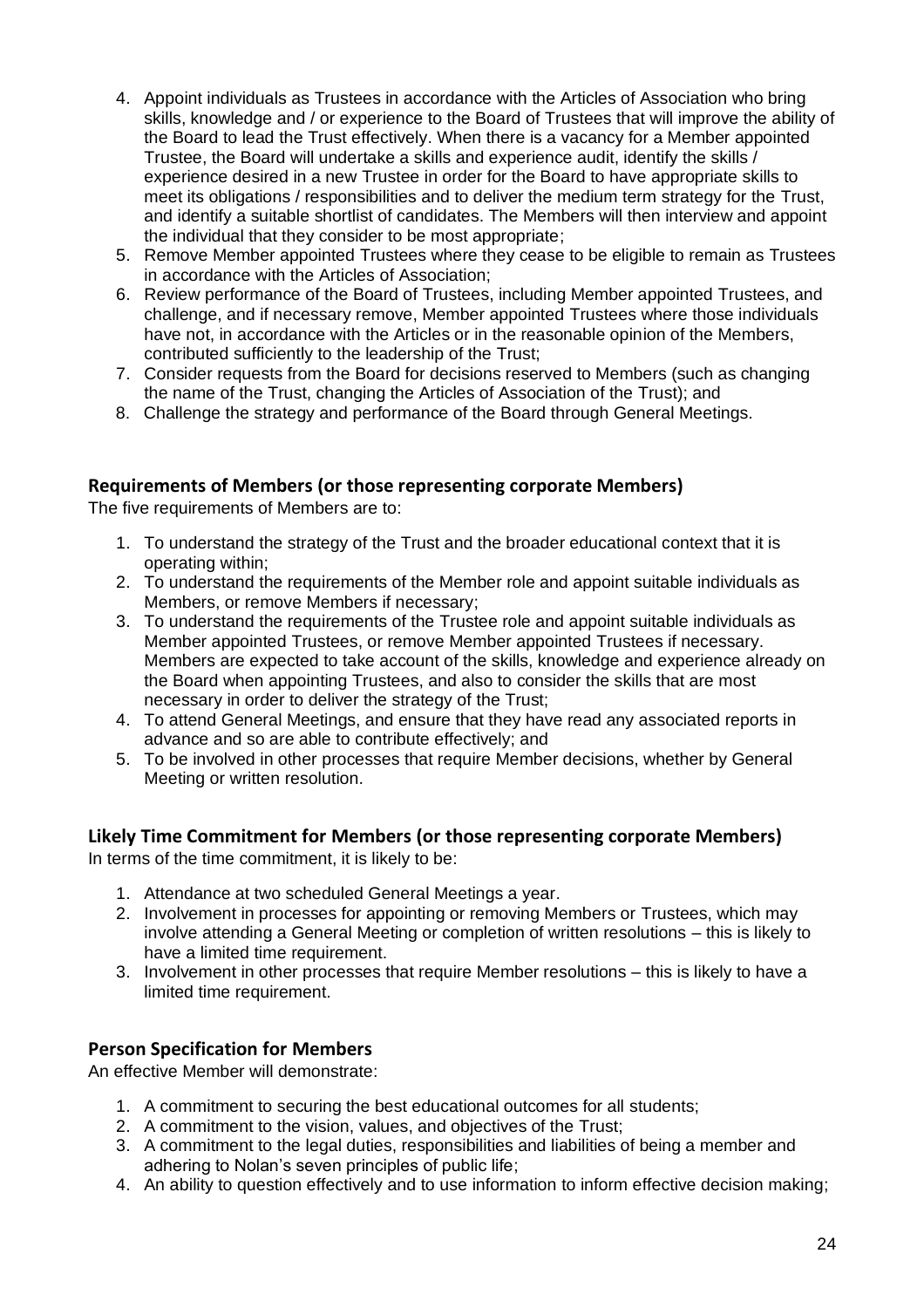4. Appoint individuals as Trustees in accordance with the Articles of Association who bring skills, knowledge and / or experience to the Board of Trustees that will improve the ability of the Board to lead the Trust effectively. When there is a vacancy for a Member appointed Trustee, the Board will undertake a skills and experience audit, identify the skills / experience desired in a new Trustee in order for the Board to have appropriate skills to meet its obligations / responsibilities and to deliver the medium term strategy for the Trust, and identify a suitable shortlist of candidates. The Members will then interview and appoint the individual that they consider to be most appropriate;
5. Remove Member appointed Trustees where they cease to be eligible to remain as Trustees in accordance with the Articles of Association;
6. Review performance of the Board of Trustees, including Member appointed Trustees, and challenge, and if necessary remove, Member appointed Trustees where those individuals have not, in accordance with the Articles or in the reasonable opinion of the Members, contributed sufficiently to the leadership of the Trust;
7. Consider requests from the Board for decisions reserved to Members (such as changing the name of the Trust, changing the Articles of Association of the Trust); and
8. Challenge the strategy and performance of the Board through General Meetings.

### Requirements of Members (or those representing corporate Members)

The five requirements of Members are to:

1. To understand the strategy of the Trust and the broader educational context that it is operating within;
2. To understand the requirements of the Member role and appoint suitable individuals as Members, or remove Members if necessary;
3. To understand the requirements of the Trustee role and appoint suitable individuals as Member appointed Trustees, or remove Member appointed Trustees if necessary. Members are expected to take account of the skills, knowledge and experience already on the Board when appointing Trustees, and also to consider the skills that are most necessary in order to deliver the strategy of the Trust;
4. To attend General Meetings, and ensure that they have read any associated reports in advance and so are able to contribute effectively; and
5. To be involved in other processes that require Member decisions, whether by General Meeting or written resolution.

### Likely Time Commitment for Members (or those representing corporate Members)

In terms of the time commitment, it is likely to be:

1. Attendance at two scheduled General Meetings a year.
2. Involvement in processes for appointing or removing Members or Trustees, which may involve attending a General Meeting or completion of written resolutions – this is likely to have a limited time requirement.
3. Involvement in other processes that require Member resolutions – this is likely to have a limited time requirement.

### Person Specification for Members

An effective Member will demonstrate:

1. A commitment to securing the best educational outcomes for all students;
2. A commitment to the vision, values, and objectives of the Trust;
3. A commitment to the legal duties, responsibilities and liabilities of being a member and adhering to Nolan's seven principles of public life;
4. An ability to question effectively and to use information to inform effective decision making;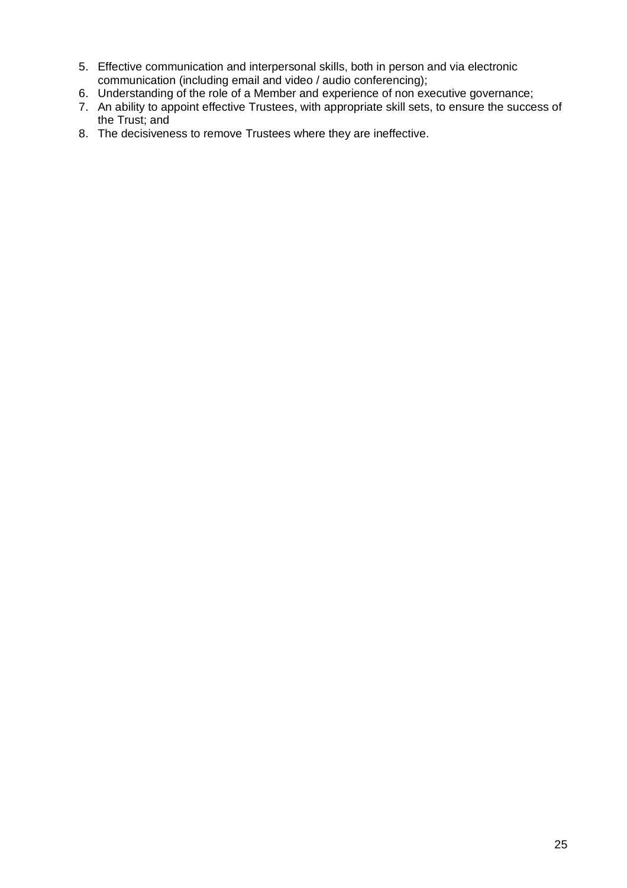5. Effective communication and interpersonal skills, both in person and via electronic communication (including email and video / audio conferencing);
6. Understanding of the role of a Member and experience of non executive governance;
7. An ability to appoint effective Trustees, with appropriate skill sets, to ensure the success of the Trust; and
8. The decisiveness to remove Trustees where they are ineffective.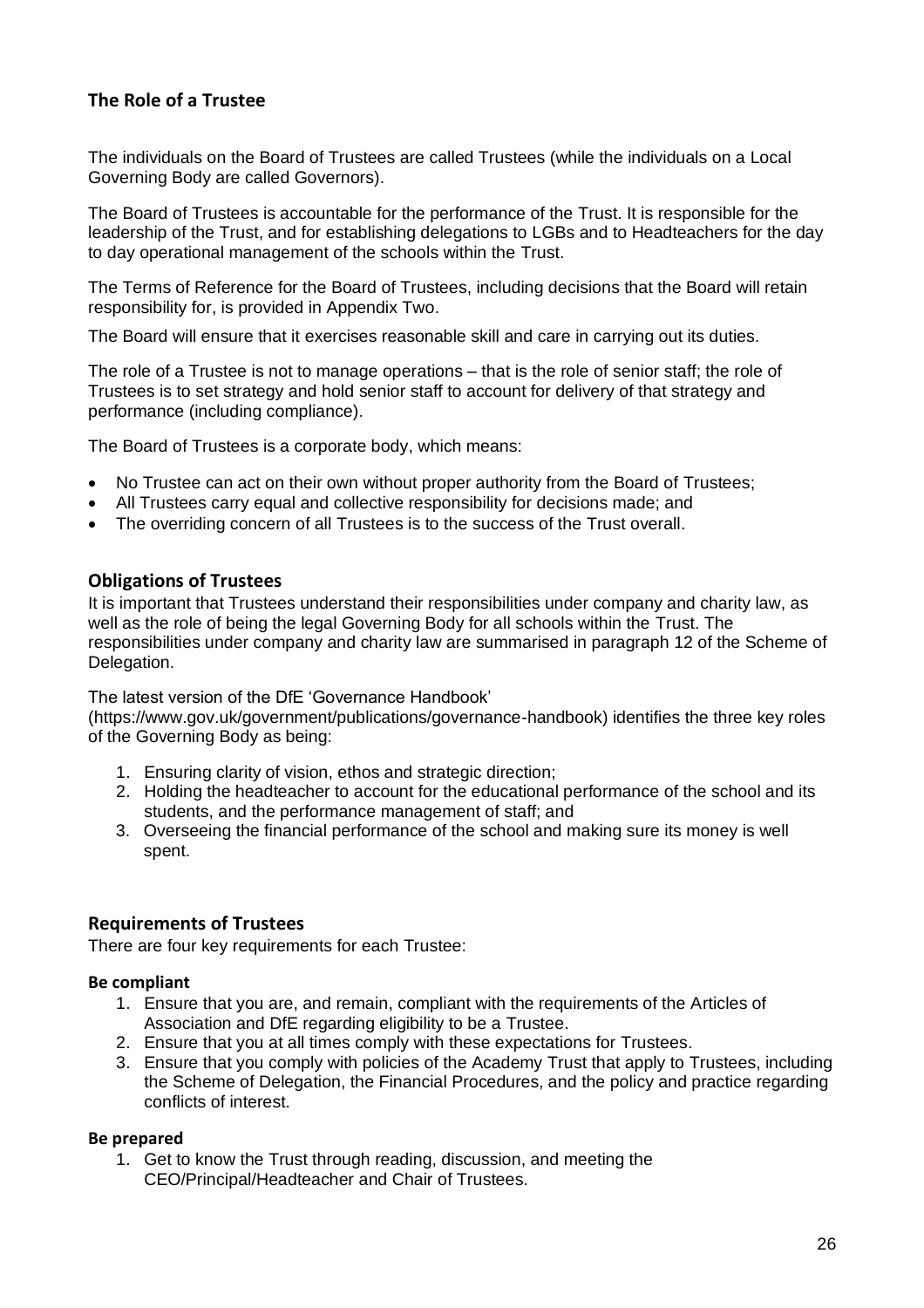## The Role of a Trustee

The individuals on the Board of Trustees are called Trustees (while the individuals on a Local Governing Body are called Governors).

The Board of Trustees is accountable for the performance of the Trust. It is responsible for the leadership of the Trust, and for establishing delegations to LGBs and to Headteachers for the day to day operational management of the schools within the Trust.

The Terms of Reference for the Board of Trustees, including decisions that the Board will retain responsibility for, is provided in Appendix Two.

The Board will ensure that it exercises reasonable skill and care in carrying out its duties.

The role of a Trustee is not to manage operations – that is the role of senior staff; the role of Trustees is to set strategy and hold senior staff to account for delivery of that strategy and performance (including compliance).

The Board of Trustees is a corporate body, which means:

- No Trustee can act on their own without proper authority from the Board of Trustees;
- All Trustees carry equal and collective responsibility for decisions made; and
- The overriding concern of all Trustees is to the success of the Trust overall.

## Obligations of Trustees

It is important that Trustees understand their responsibilities under company and charity law, as well as the role of being the legal Governing Body for all schools within the Trust. The responsibilities under company and charity law are summarised in paragraph 12 of the Scheme of Delegation.

The latest version of the DfE 'Governance Handbook' (https://www.gov.uk/government/publications/governance-handbook) identifies the three key roles of the Governing Body as being:

1. Ensuring clarity of vision, ethos and strategic direction;
2. Holding the headteacher to account for the educational performance of the school and its students, and the performance management of staff; and
3. Overseeing the financial performance of the school and making sure its money is well spent.

## Requirements of Trustees

There are four key requirements for each Trustee:

### Be compliant

1. Ensure that you are, and remain, compliant with the requirements of the Articles of Association and DfE regarding eligibility to be a Trustee.
2. Ensure that you at all times comply with these expectations for Trustees.
3. Ensure that you comply with policies of the Academy Trust that apply to Trustees, including the Scheme of Delegation, the Financial Procedures, and the policy and practice regarding conflicts of interest.

### Be prepared

1. Get to know the Trust through reading, discussion, and meeting the CEO/Principal/Headteacher and Chair of Trustees.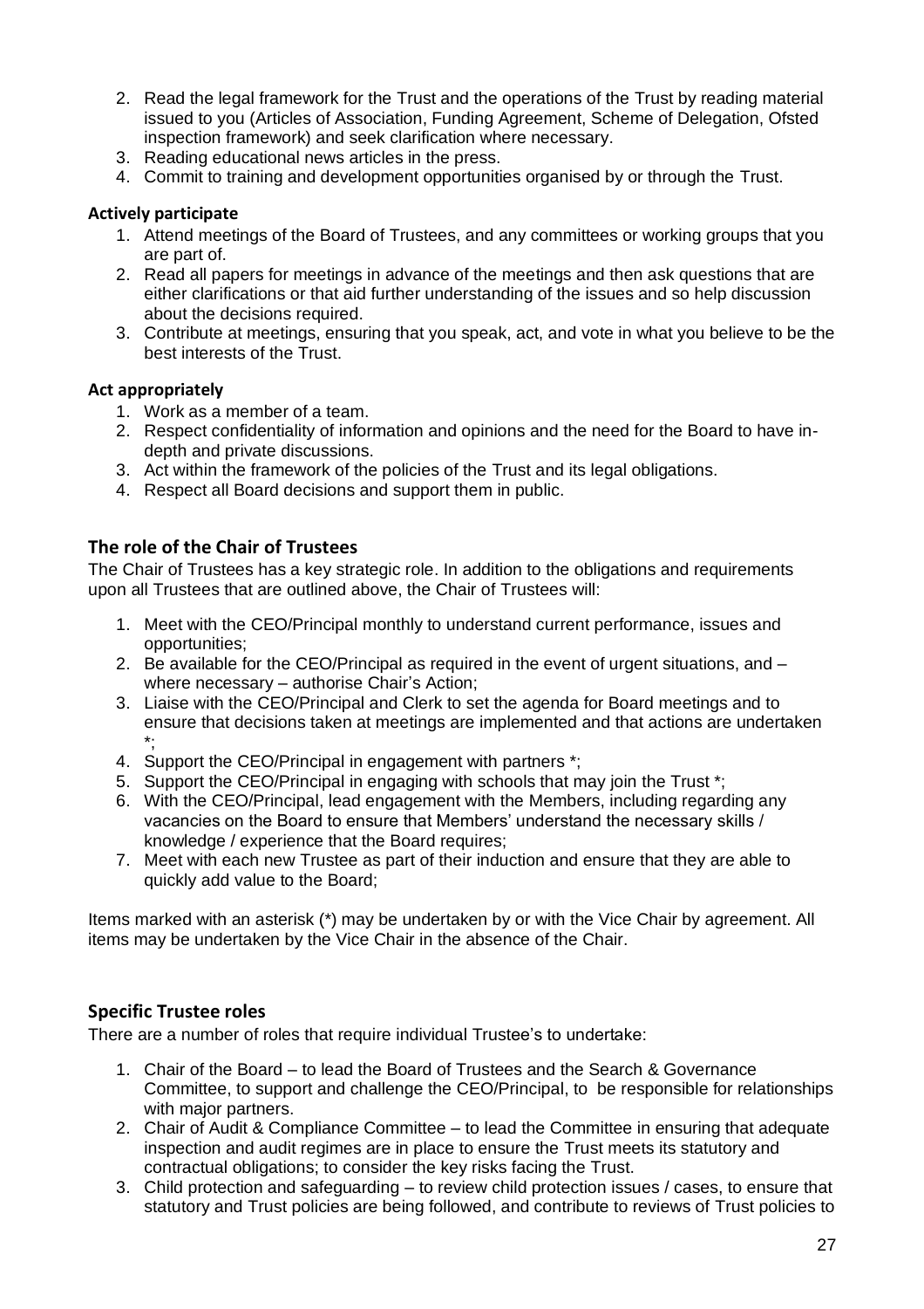2. Read the legal framework for the Trust and the operations of the Trust by reading material issued to you (Articles of Association, Funding Agreement, Scheme of Delegation, Ofsted inspection framework) and seek clarification where necessary.
3. Reading educational news articles in the press.
4. Commit to training and development opportunities organised by or through the Trust.

**Actively participate**

1. Attend meetings of the Board of Trustees, and any committees or working groups that you are part of.
2. Read all papers for meetings in advance of the meetings and then ask questions that are either clarifications or that aid further understanding of the issues and so help discussion about the decisions required.
3. Contribute at meetings, ensuring that you speak, act, and vote in what you believe to be the best interests of the Trust.

**Act appropriately**

1. Work as a member of a team.
2. Respect confidentiality of information and opinions and the need for the Board to have in-depth and private discussions.
3. Act within the framework of the policies of the Trust and its legal obligations.
4. Respect all Board decisions and support them in public.

## The role of the Chair of Trustees

The Chair of Trustees has a key strategic role. In addition to the obligations and requirements upon all Trustees that are outlined above, the Chair of Trustees will:

1. Meet with the CEO/Principal monthly to understand current performance, issues and opportunities;
2. Be available for the CEO/Principal as required in the event of urgent situations, and – where necessary – authorise Chair's Action;
3. Liaise with the CEO/Principal and Clerk to set the agenda for Board meetings and to ensure that decisions taken at meetings are implemented and that actions are undertaken *;
4. Support the CEO/Principal in engagement with partners *;
5. Support the CEO/Principal in engaging with schools that may join the Trust *;
6. With the CEO/Principal, lead engagement with the Members, including regarding any vacancies on the Board to ensure that Members' understand the necessary skills / knowledge / experience that the Board requires;
7. Meet with each new Trustee as part of their induction and ensure that they are able to quickly add value to the Board;

Items marked with an asterisk (*) may be undertaken by or with the Vice Chair by agreement. All items may be undertaken by the Vice Chair in the absence of the Chair.

## Specific Trustee roles

There are a number of roles that require individual Trustee's to undertake:

1. Chair of the Board – to lead the Board of Trustees and the Search & Governance Committee, to support and challenge the CEO/Principal, to be responsible for relationships with major partners.
2. Chair of Audit & Compliance Committee – to lead the Committee in ensuring that adequate inspection and audit regimes are in place to ensure the Trust meets its statutory and contractual obligations; to consider the key risks facing the Trust.
3. Child protection and safeguarding – to review child protection issues / cases, to ensure that statutory and Trust policies are being followed, and contribute to reviews of Trust policies to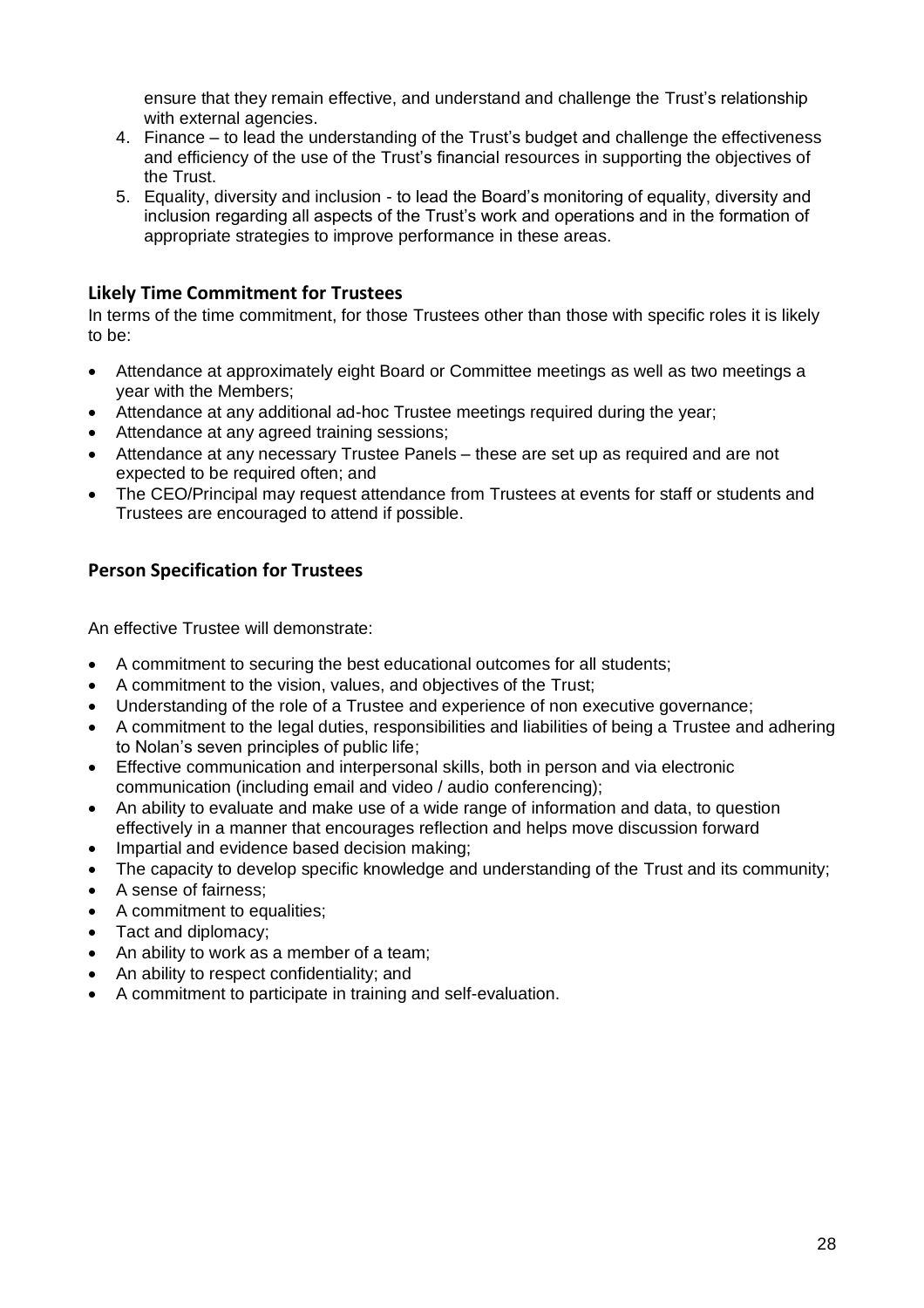ensure that they remain effective, and understand and challenge the Trust's relationship with external agencies.

4. Finance – to lead the understanding of the Trust's budget and challenge the effectiveness and efficiency of the use of the Trust's financial resources in supporting the objectives of the Trust.
5. Equality, diversity and inclusion - to lead the Board's monitoring of equality, diversity and inclusion regarding all aspects of the Trust's work and operations and in the formation of appropriate strategies to improve performance in these areas.

## Likely Time Commitment for Trustees

In terms of the time commitment, for those Trustees other than those with specific roles it is likely to be:

- Attendance at approximately eight Board or Committee meetings as well as two meetings a year with the Members;
- Attendance at any additional ad-hoc Trustee meetings required during the year;
- Attendance at any agreed training sessions;
- Attendance at any necessary Trustee Panels – these are set up as required and are not expected to be required often; and
- The CEO/Principal may request attendance from Trustees at events for staff or students and Trustees are encouraged to attend if possible.

## Person Specification for Trustees

An effective Trustee will demonstrate:

- A commitment to securing the best educational outcomes for all students;
- A commitment to the vision, values, and objectives of the Trust;
- Understanding of the role of a Trustee and experience of non executive governance;
- A commitment to the legal duties, responsibilities and liabilities of being a Trustee and adhering to Nolan's seven principles of public life;
- Effective communication and interpersonal skills, both in person and via electronic communication (including email and video / audio conferencing);
- An ability to evaluate and make use of a wide range of information and data, to question effectively in a manner that encourages reflection and helps move discussion forward
- Impartial and evidence based decision making;
- The capacity to develop specific knowledge and understanding of the Trust and its community;
- A sense of fairness;
- A commitment to equalities;
- Tact and diplomacy;
- An ability to work as a member of a team;
- An ability to respect confidentiality; and
- A commitment to participate in training and self-evaluation.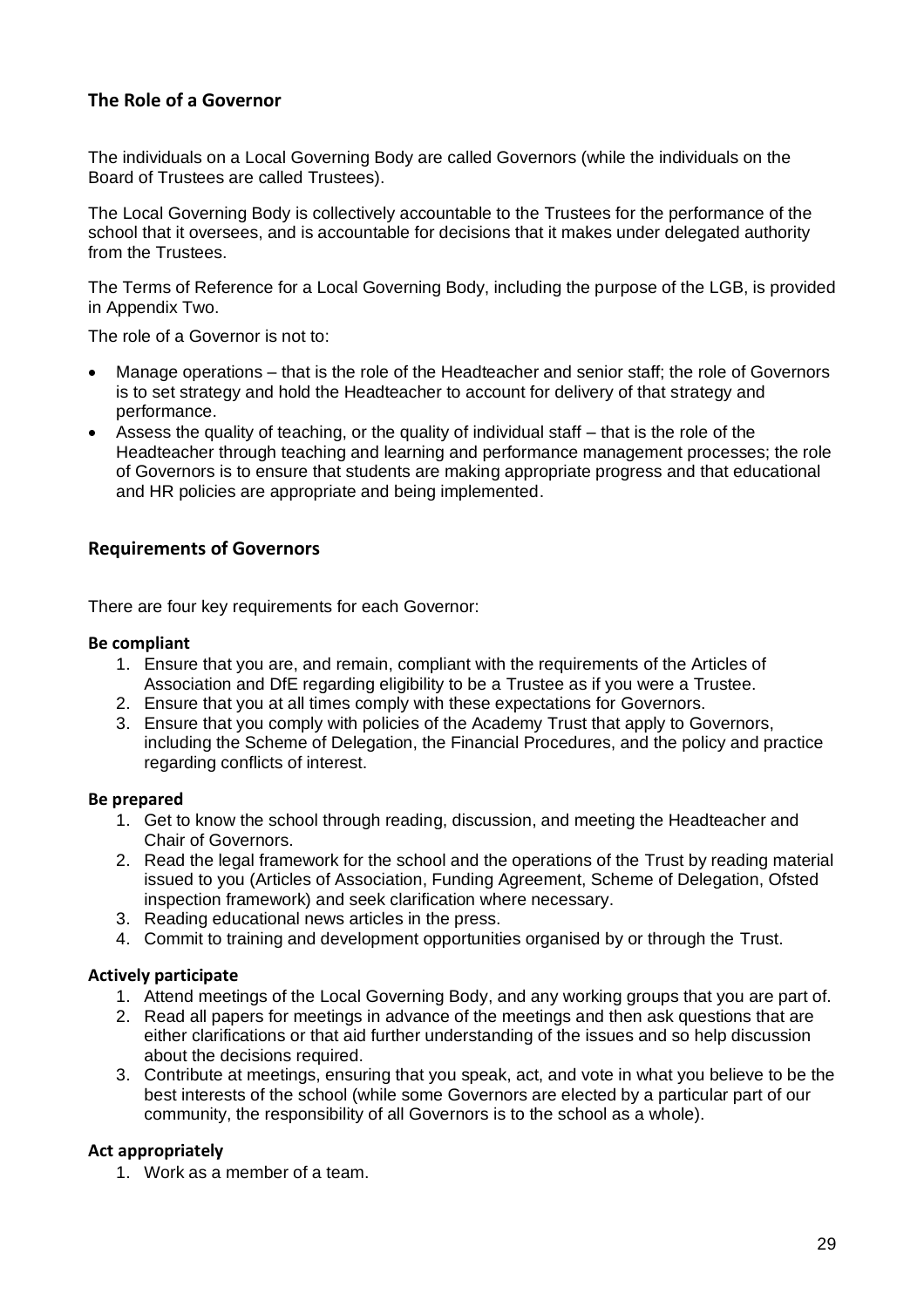## The Role of a Governor

The individuals on a Local Governing Body are called Governors (while the individuals on the Board of Trustees are called Trustees).

The Local Governing Body is collectively accountable to the Trustees for the performance of the school that it oversees, and is accountable for decisions that it makes under delegated authority from the Trustees.

The Terms of Reference for a Local Governing Body, including the purpose of the LGB, is provided in Appendix Two.

The role of a Governor is not to:

- Manage operations – that is the role of the Headteacher and senior staff; the role of Governors is to set strategy and hold the Headteacher to account for delivery of that strategy and performance.
- Assess the quality of teaching, or the quality of individual staff – that is the role of the Headteacher through teaching and learning and performance management processes; the role of Governors is to ensure that students are making appropriate progress and that educational and HR policies are appropriate and being implemented.

## Requirements of Governors

There are four key requirements for each Governor:

**Be compliant**

1. Ensure that you are, and remain, compliant with the requirements of the Articles of Association and DfE regarding eligibility to be a Trustee as if you were a Trustee.
2. Ensure that you at all times comply with these expectations for Governors.
3. Ensure that you comply with policies of the Academy Trust that apply to Governors, including the Scheme of Delegation, the Financial Procedures, and the policy and practice regarding conflicts of interest.

**Be prepared**

1. Get to know the school through reading, discussion, and meeting the Headteacher and Chair of Governors.
2. Read the legal framework for the school and the operations of the Trust by reading material issued to you (Articles of Association, Funding Agreement, Scheme of Delegation, Ofsted inspection framework) and seek clarification where necessary.
3. Reading educational news articles in the press.
4. Commit to training and development opportunities organised by or through the Trust.

**Actively participate**

1. Attend meetings of the Local Governing Body, and any working groups that you are part of.
2. Read all papers for meetings in advance of the meetings and then ask questions that are either clarifications or that aid further understanding of the issues and so help discussion about the decisions required.
3. Contribute at meetings, ensuring that you speak, act, and vote in what you believe to be the best interests of the school (while some Governors are elected by a particular part of our community, the responsibility of all Governors is to the school as a whole).

**Act appropriately**

1. Work as a member of a team.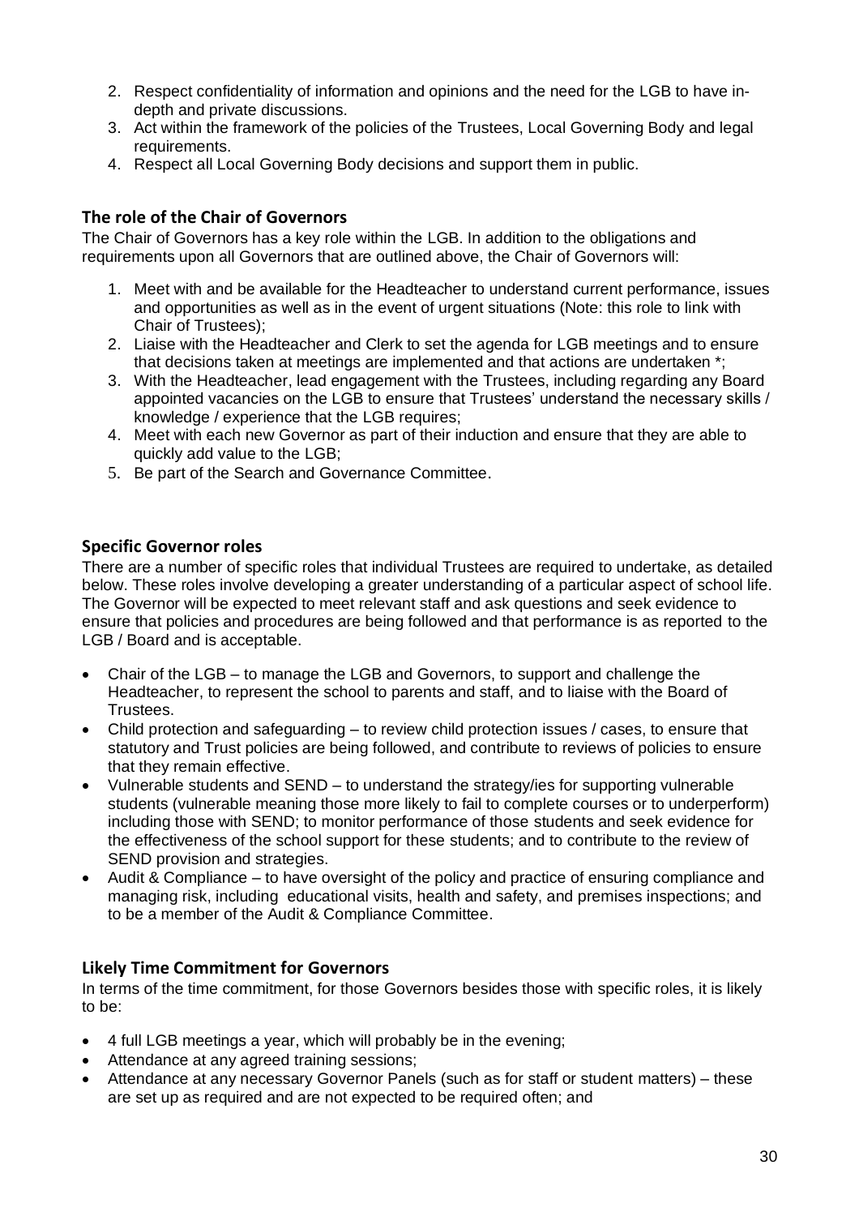2. Respect confidentiality of information and opinions and the need for the LGB to have in-depth and private discussions.
3. Act within the framework of the policies of the Trustees, Local Governing Body and legal requirements.
4. Respect all Local Governing Body decisions and support them in public.

### The role of the Chair of Governors

The Chair of Governors has a key role within the LGB. In addition to the obligations and requirements upon all Governors that are outlined above, the Chair of Governors will:

1. Meet with and be available for the Headteacher to understand current performance, issues and opportunities as well as in the event of urgent situations (Note: this role to link with Chair of Trustees);
2. Liaise with the Headteacher and Clerk to set the agenda for LGB meetings and to ensure that decisions taken at meetings are implemented and that actions are undertaken *;
3. With the Headteacher, lead engagement with the Trustees, including regarding any Board appointed vacancies on the LGB to ensure that Trustees' understand the necessary skills / knowledge / experience that the LGB requires;
4. Meet with each new Governor as part of their induction and ensure that they are able to quickly add value to the LGB;
5. Be part of the Search and Governance Committee.

### Specific Governor roles

There are a number of specific roles that individual Trustees are required to undertake, as detailed below. These roles involve developing a greater understanding of a particular aspect of school life. The Governor will be expected to meet relevant staff and ask questions and seek evidence to ensure that policies and procedures are being followed and that performance is as reported to the LGB / Board and is acceptable.

- Chair of the LGB – to manage the LGB and Governors, to support and challenge the Headteacher, to represent the school to parents and staff, and to liaise with the Board of Trustees.
- Child protection and safeguarding – to review child protection issues / cases, to ensure that statutory and Trust policies are being followed, and contribute to reviews of policies to ensure that they remain effective.
- Vulnerable students and SEND – to understand the strategy/ies for supporting vulnerable students (vulnerable meaning those more likely to fail to complete courses or to underperform) including those with SEND; to monitor performance of those students and seek evidence for the effectiveness of the school support for these students; and to contribute to the review of SEND provision and strategies.
- Audit & Compliance – to have oversight of the policy and practice of ensuring compliance and managing risk, including educational visits, health and safety, and premises inspections; and to be a member of the Audit & Compliance Committee.

### Likely Time Commitment for Governors

In terms of the time commitment, for those Governors besides those with specific roles, it is likely to be:

- 4 full LGB meetings a year, which will probably be in the evening;
- Attendance at any agreed training sessions;
- Attendance at any necessary Governor Panels (such as for staff or student matters) – these are set up as required and are not expected to be required often; and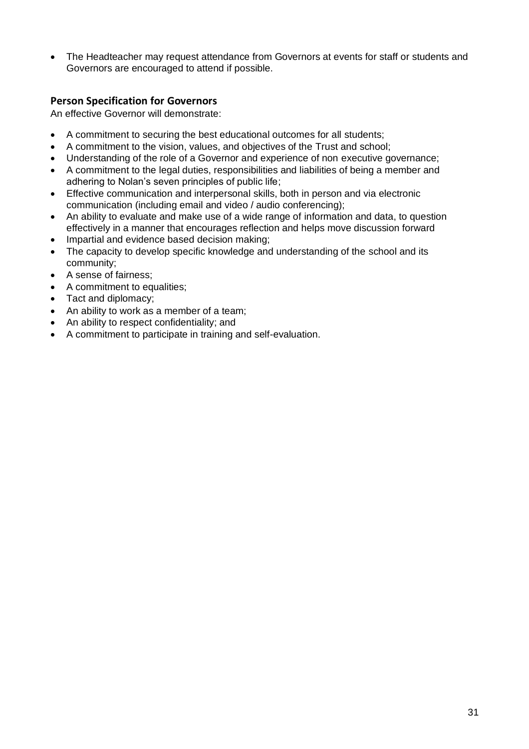- The Headteacher may request attendance from Governors at events for staff or students and Governors are encouraged to attend if possible.

### Person Specification for Governors

An effective Governor will demonstrate:

- A commitment to securing the best educational outcomes for all students;
- A commitment to the vision, values, and objectives of the Trust and school;
- Understanding of the role of a Governor and experience of non executive governance;
- A commitment to the legal duties, responsibilities and liabilities of being a member and adhering to Nolan's seven principles of public life;
- Effective communication and interpersonal skills, both in person and via electronic communication (including email and video / audio conferencing);
- An ability to evaluate and make use of a wide range of information and data, to question effectively in a manner that encourages reflection and helps move discussion forward
- Impartial and evidence based decision making;
- The capacity to develop specific knowledge and understanding of the school and its community;
- A sense of fairness;
- A commitment to equalities;
- Tact and diplomacy;
- An ability to work as a member of a team;
- An ability to respect confidentiality; and
- A commitment to participate in training and self-evaluation.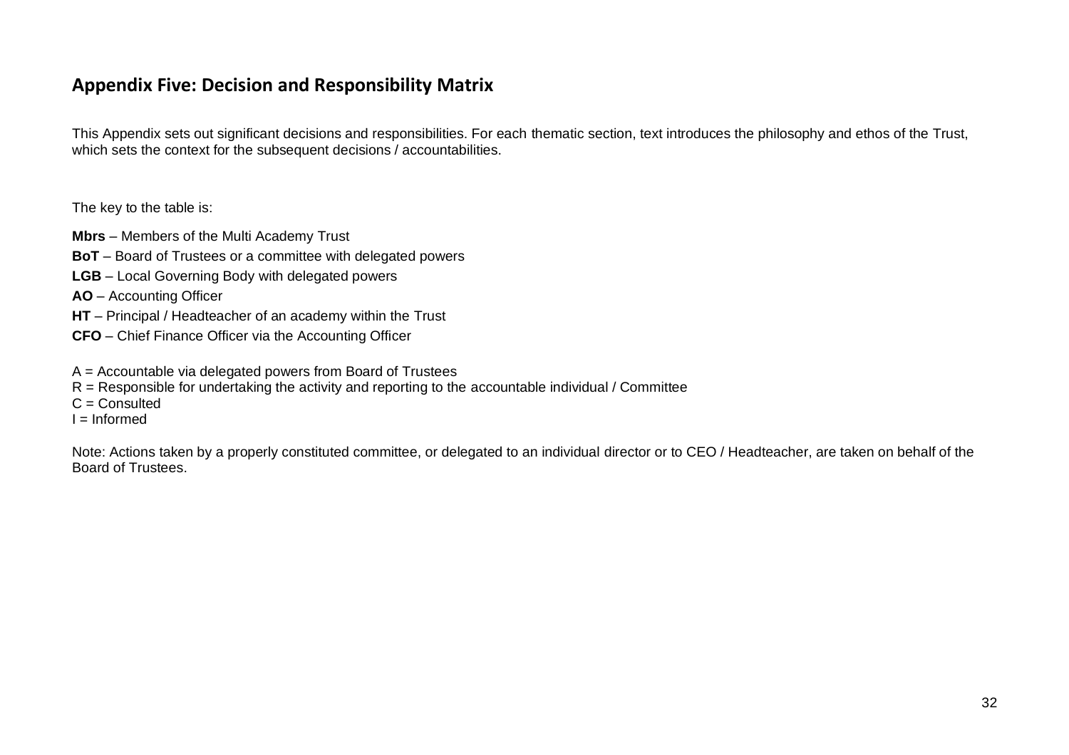## Appendix Five: Decision and Responsibility Matrix

This Appendix sets out significant decisions and responsibilities. For each thematic section, text introduces the philosophy and ethos of the Trust, which sets the context for the subsequent decisions / accountabilities.

The key to the table is:

**Mbrs** – Members of the Multi Academy Trust

**BoT** – Board of Trustees or a committee with delegated powers

**LGB** – Local Governing Body with delegated powers

**AO** – Accounting Officer

**HT** – Principal / Headteacher of an academy within the Trust

**CFO** – Chief Finance Officer via the Accounting Officer

A = Accountable via delegated powers from Board of Trustees
R = Responsible for undertaking the activity and reporting to the accountable individual / Committee
C = Consulted
I = Informed

Note: Actions taken by a properly constituted committee, or delegated to an individual director or to CEO / Headteacher, are taken on behalf of the Board of Trustees.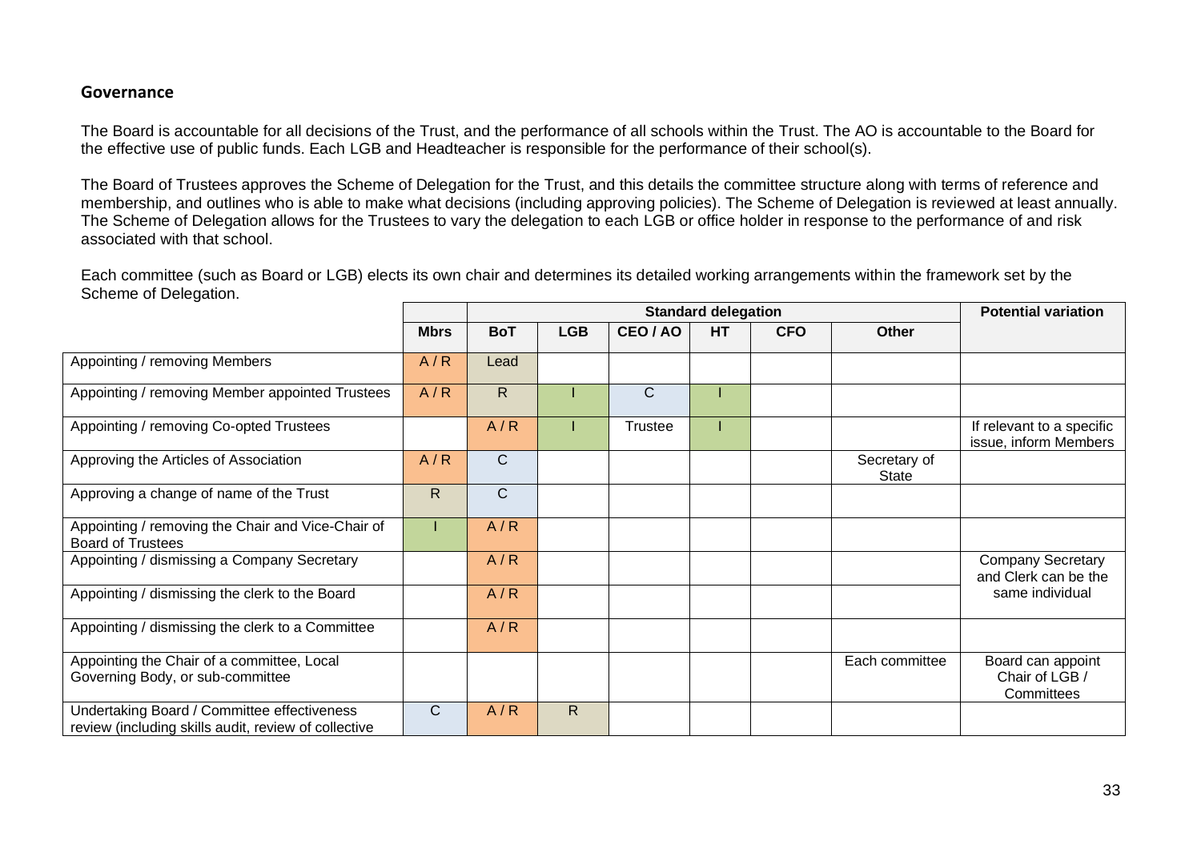## Governance

The Board is accountable for all decisions of the Trust, and the performance of all schools within the Trust. The AO is accountable to the Board for the effective use of public funds. Each LGB and Headteacher is responsible for the performance of their school(s).

The Board of Trustees approves the Scheme of Delegation for the Trust, and this details the committee structure along with terms of reference and membership, and outlines who is able to make what decisions (including approving policies). The Scheme of Delegation is reviewed at least annually. The Scheme of Delegation allows for the Trustees to vary the delegation to each LGB or office holder in response to the performance of and risk associated with that school.

Each committee (such as Board or LGB) elects its own chair and determines its detailed working arrangements within the framework set by the Scheme of Delegation.

| | | Standard delegation | | | | | | Potential variation |
|---|---|---|---|---|---|---|---|---|
| | Mbrs | BoT | LGB | CEO / AO | HT | CFO | Other | |
| Appointing / removing Members | A / R | Lead | | | | | | |
| Appointing / removing Member appointed Trustees | A / R | R | I | C | I | | | |
| Appointing / removing Co-opted Trustees | | A / R | I | Trustee | I | | | If relevant to a specific issue, inform Members |
| Approving the Articles of Association | A / R | C | | | | | Secretary of State | |
| Approving a change of name of the Trust | R | C | | | | | | |
| Appointing / removing the Chair and Vice-Chair of Board of Trustees | I | A / R | | | | | | |
| Appointing / dismissing a Company Secretary | | A / R | | | | | | Company Secretary and Clerk can be the same individual |
| Appointing / dismissing the clerk to the Board | | A / R | | | | | | |
| Appointing / dismissing the clerk to a Committee | | A / R | | | | | | |
| Appointing the Chair of a committee, Local Governing Body, or sub-committee | | | | | | | Each committee | Board can appoint Chair of LGB / Committees |
| Undertaking Board / Committee effectiveness review (including skills audit, review of collective | C | A / R | R | | | | | |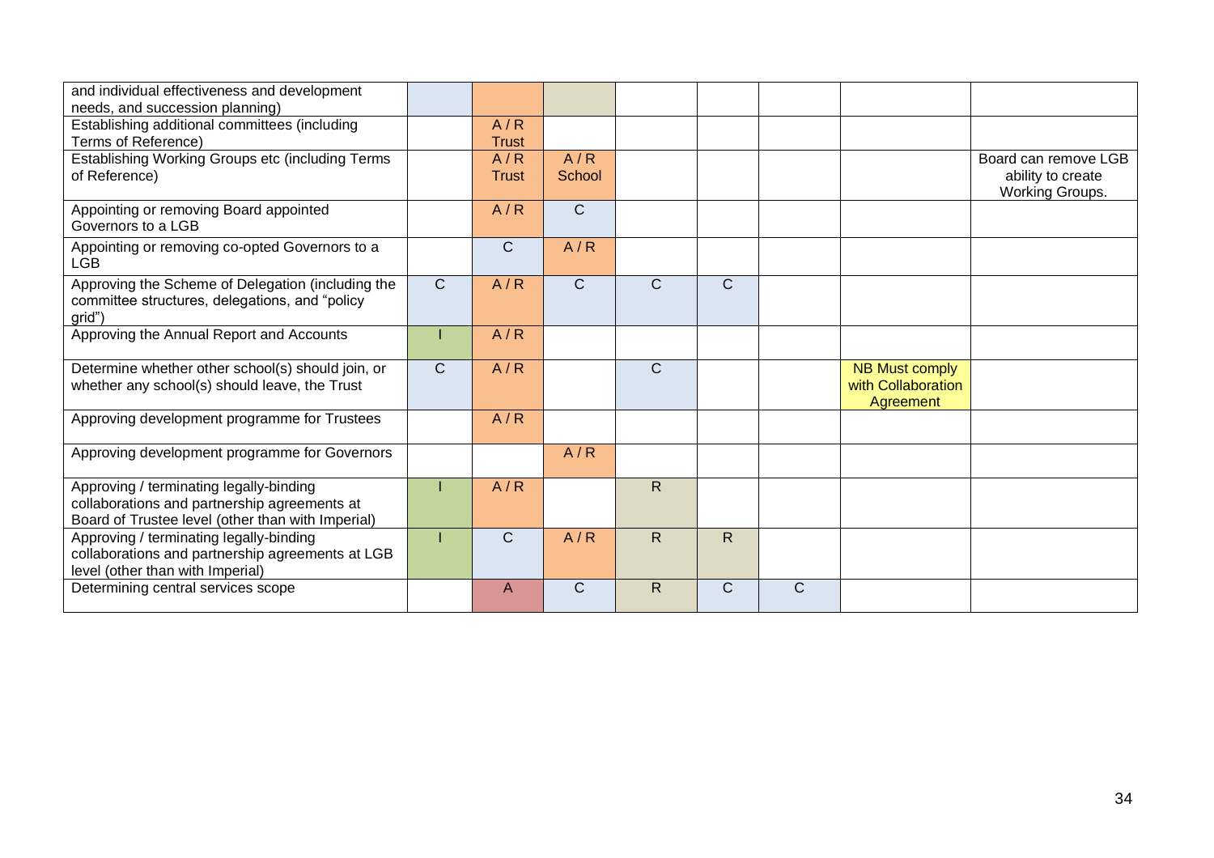| | | | | | | | | |
|---|---|---|---|---|---|---|---|---|
| and individual effectiveness and development needs, and succession planning) | | | | | | | | |
| Establishing additional committees (including Terms of Reference) | | A / R Trust | | | | | | |
| Establishing Working Groups etc (including Terms of Reference) | | A / R Trust | A / R School | | | | | Board can remove LGB ability to create Working Groups. |
| Appointing or removing Board appointed Governors to a LGB | | A / R | C | | | | | |
| Appointing or removing co-opted Governors to a LGB | | C | A / R | | | | | |
| Approving the Scheme of Delegation (including the committee structures, delegations, and "policy grid") | C | A / R | C | C | C | | | |
| Approving the Annual Report and Accounts | I | A / R | | | | | | |
| Determine whether other school(s) should join, or whether any school(s) should leave, the Trust | C | A / R | | C | | | NB Must comply with Collaboration Agreement | |
| Approving development programme for Trustees | | A / R | | | | | | |
| Approving development programme for Governors | | | A / R | | | | | |
| Approving / terminating legally-binding collaborations and partnership agreements at Board of Trustee level (other than with Imperial) | I | A / R | | R | | | | |
| Approving / terminating legally-binding collaborations and partnership agreements at LGB level (other than with Imperial) | I | C | A / R | R | R | | | |
| Determining central services scope | | A | C | R | C | C | | |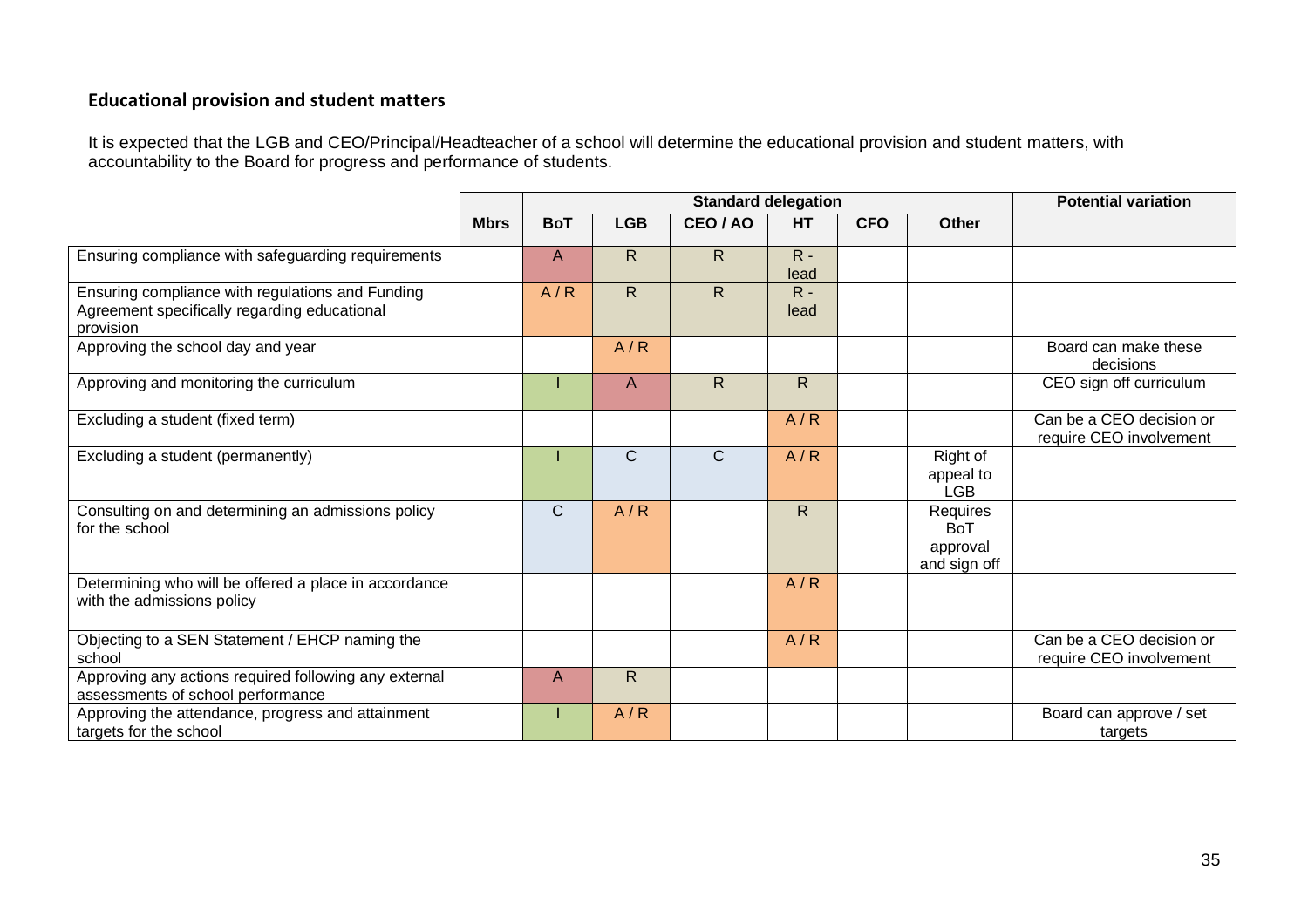### Educational provision and student matters

It is expected that the LGB and CEO/Principal/Headteacher of a school will determine the educational provision and student matters, with accountability to the Board for progress and performance of students.

| | | Standard delegation | | | | | | Potential variation |
|---|---|---|---|---|---|---|---|---|
| | **Mbrs** | **BoT** | **LGB** | **CEO / AO** | **HT** | **CFO** | **Other** | |
| Ensuring compliance with safeguarding requirements | | A | R | R | R - lead | | | |
| Ensuring compliance with regulations and Funding Agreement specifically regarding educational provision | | A / R | R | R | R - lead | | | |
| Approving the school day and year | | | A / R | | | | | Board can make these decisions |
| Approving and monitoring the curriculum | | I | A | R | R | | | CEO sign off curriculum |
| Excluding a student (fixed term) | | | | | A / R | | | Can be a CEO decision or require CEO involvement |
| Excluding a student (permanently) | | I | C | C | A / R | | Right of appeal to LGB | |
| Consulting on and determining an admissions policy for the school | | C | A / R | | R | | Requires BoT approval and sign off | |
| Determining who will be offered a place in accordance with the admissions policy | | | | | A / R | | | |
| Objecting to a SEN Statement / EHCP naming the school | | | | | A / R | | | Can be a CEO decision or require CEO involvement |
| Approving any actions required following any external assessments of school performance | | A | R | | | | | |
| Approving the attendance, progress and attainment targets for the school | | I | A / R | | | | | Board can approve / set targets |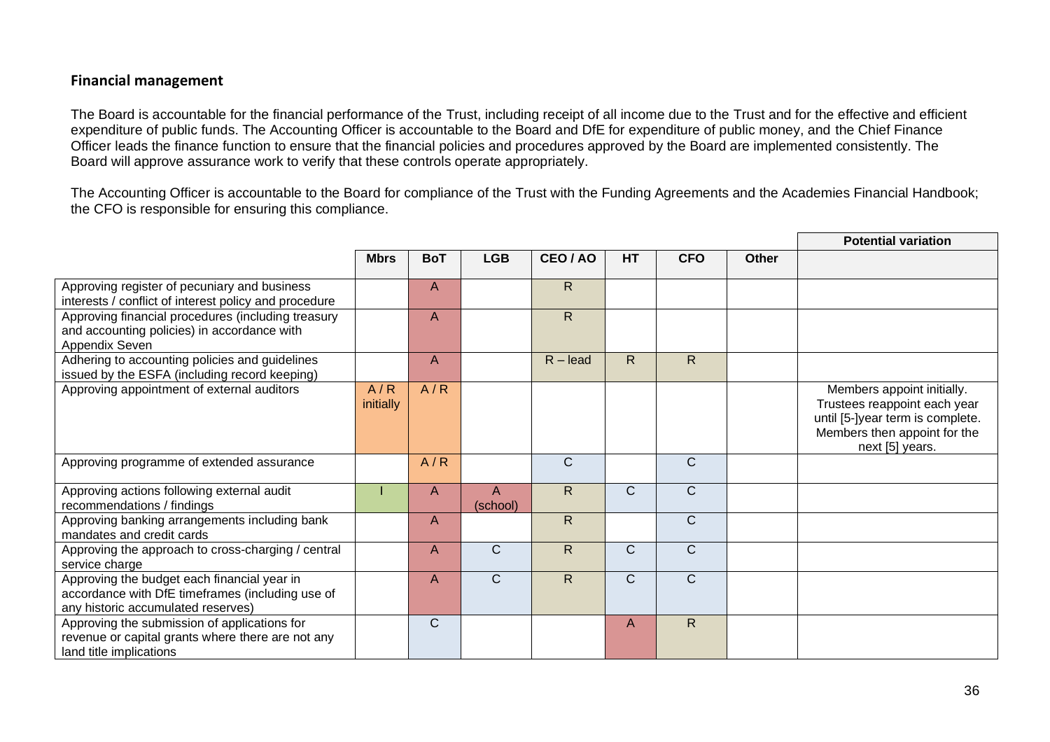## Financial management

The Board is accountable for the financial performance of the Trust, including receipt of all income due to the Trust and for the effective and efficient expenditure of public funds. The Accounting Officer is accountable to the Board and DfE for expenditure of public money, and the Chief Finance Officer leads the finance function to ensure that the financial policies and procedures approved by the Board are implemented consistently. The Board will approve assurance work to verify that these controls operate appropriately.

The Accounting Officer is accountable to the Board for compliance of the Trust with the Funding Agreements and the Academies Financial Handbook; the CFO is responsible for ensuring this compliance.

| | Mbrs | BoT | LGB | CEO / AO | HT | CFO | Other | Potential variation |
|---|---|---|---|---|---|---|---|---|
| Approving register of pecuniary and business interests / conflict of interest policy and procedure | | A | | R | | | | |
| Approving financial procedures (including treasury and accounting policies) in accordance with Appendix Seven | | A | | R | | | | |
| Adhering to accounting policies and guidelines issued by the ESFA (including record keeping) | | A | | R – lead | R | R | | |
| Approving appointment of external auditors | A / R initially | A / R | | | | | | Members appoint initially. Trustees reappoint each year until [5-]year term is complete. Members then appoint for the next [5] years. |
| Approving programme of extended assurance | | A / R | | C | | C | | |
| Approving actions following external audit recommendations / findings | I | A | A (school) | R | C | C | | |
| Approving banking arrangements including bank mandates and credit cards | | A | | R | | C | | |
| Approving the approach to cross-charging / central service charge | | A | C | R | C | C | | |
| Approving the budget each financial year in accordance with DfE timeframes (including use of any historic accumulated reserves) | | A | C | R | C | C | | |
| Approving the submission of applications for revenue or capital grants where there are not any land title implications | | C | | | A | R | | |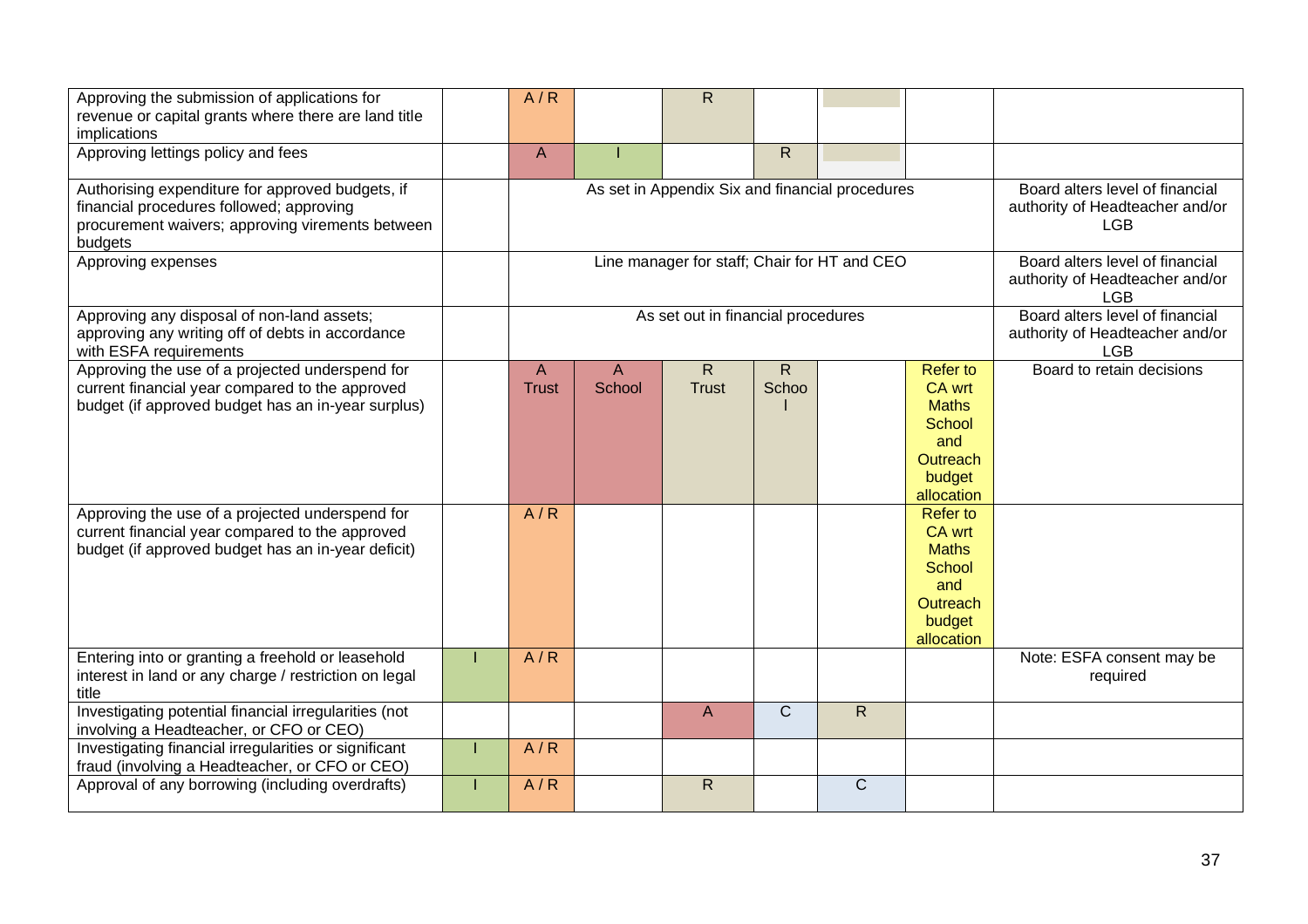| | | | | | | | | |
|---|---|---|---|---|---|---|---|---|
| Approving the submission of applications for revenue or capital grants where there are land title implications | | A / R | | R | | | | |
| Approving lettings policy and fees | | A | I | | R | | | |
| Authorising expenditure for approved budgets, if financial procedures followed; approving procurement waivers; approving virements between budgets | | As set in Appendix Six and financial procedures | | | | | | Board alters level of financial authority of Headteacher and/or LGB |
| Approving expenses | | Line manager for staff; Chair for HT and CEO | | | | | | Board alters level of financial authority of Headteacher and/or LGB |
| Approving any disposal of non-land assets; approving any writing off of debts in accordance with ESFA requirements | | As set out in financial procedures | | | | | | Board alters level of financial authority of Headteacher and/or LGB |
| Approving the use of a projected underspend for current financial year compared to the approved budget (if approved budget has an in-year surplus) | | A Trust | A School | R Trust | R School | | Refer to CA wrt Maths School and Outreach budget allocation | Board to retain decisions |
| Approving the use of a projected underspend for current financial year compared to the approved budget (if approved budget has an in-year deficit) | | A / R | | | | | Refer to CA wrt Maths School and Outreach budget allocation | |
| Entering into or granting a freehold or leasehold interest in land or any charge / restriction on legal title | I | A / R | | | | | | Note: ESFA consent may be required |
| Investigating potential financial irregularities (not involving a Headteacher, or CFO or CEO) | | | | A | C | R | | |
| Investigating financial irregularities or significant fraud (involving a Headteacher, or CFO or CEO) | I | A / R | | | | | | |
| Approval of any borrowing (including overdrafts) | I | A / R | | R | | C | | |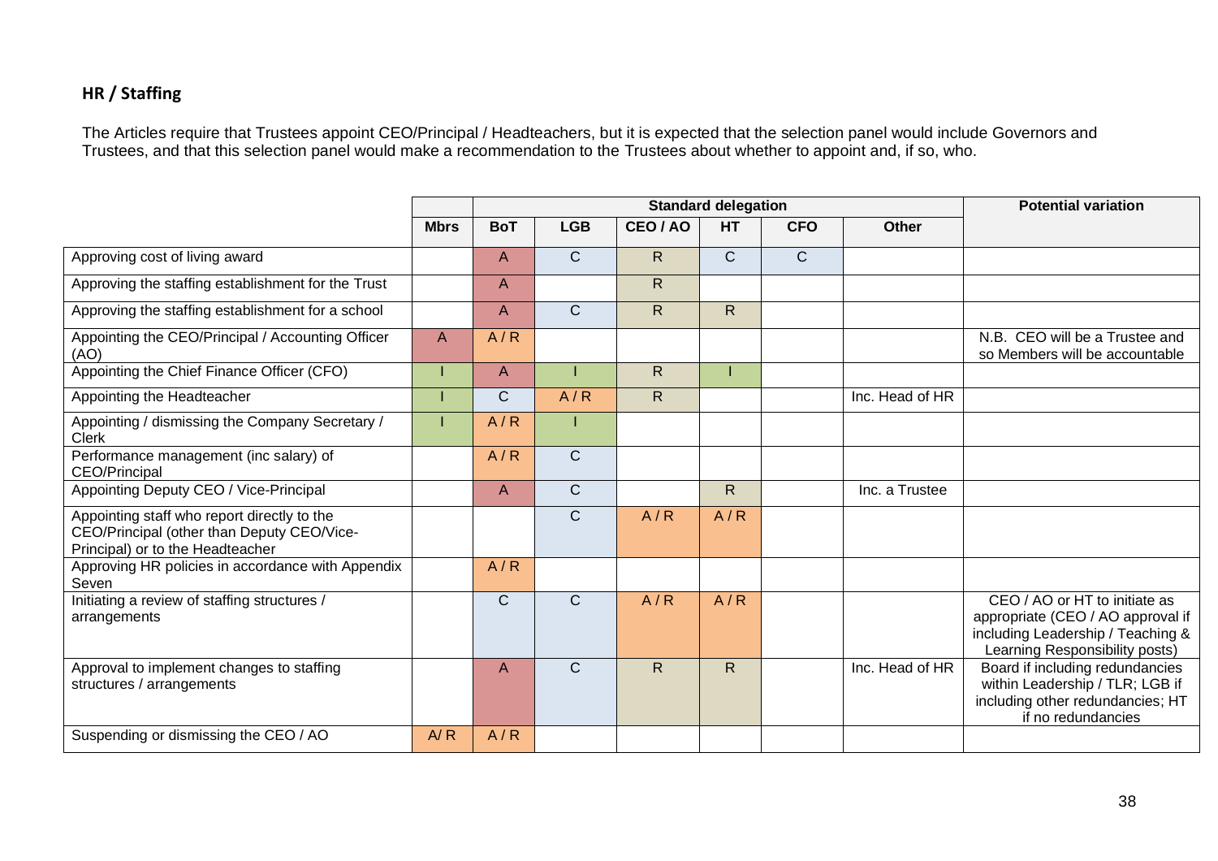## HR / Staffing

The Articles require that Trustees appoint CEO/Principal / Headteachers, but it is expected that the selection panel would include Governors and Trustees, and that this selection panel would make a recommendation to the Trustees about whether to appoint and, if so, who.

| | | Standard delegation | | | | | | Potential variation |
|---|---|---|---|---|---|---|---|---|
| | Mbrs | BoT | LGB | CEO / AO | HT | CFO | Other | |
| Approving cost of living award | | A | C | R | C | C | | |
| Approving the staffing establishment for the Trust | | A | | R | | | | |
| Approving the staffing establishment for a school | | A | C | R | R | | | |
| Appointing the CEO/Principal / Accounting Officer (AO) | A | A / R | | | | | | N.B. CEO will be a Trustee and so Members will be accountable |
| Appointing the Chief Finance Officer (CFO) | I | A | I | R | I | | | |
| Appointing the Headteacher | I | C | A / R | R | | | Inc. Head of HR | |
| Appointing / dismissing the Company Secretary / Clerk | I | A / R | I | | | | | |
| Performance management (inc salary) of CEO/Principal | | A / R | C | | | | | |
| Appointing Deputy CEO / Vice-Principal | | A | C | | R | | Inc. a Trustee | |
| Appointing staff who report directly to the CEO/Principal (other than Deputy CEO/Vice-Principal) or to the Headteacher | | | C | A / R | A / R | | | |
| Approving HR policies in accordance with Appendix Seven | | A / R | | | | | | |
| Initiating a review of staffing structures / arrangements | | C | C | A / R | A / R | | | CEO / AO or HT to initiate as appropriate (CEO / AO approval if including Leadership / Teaching & Learning Responsibility posts) |
| Approval to implement changes to staffing structures / arrangements | | A | C | R | R | | Inc. Head of HR | Board if including redundancies within Leadership / TLR; LGB if including other redundancies; HT if no redundancies |
| Suspending or dismissing the CEO / AO | A/ R | A / R | | | | | | |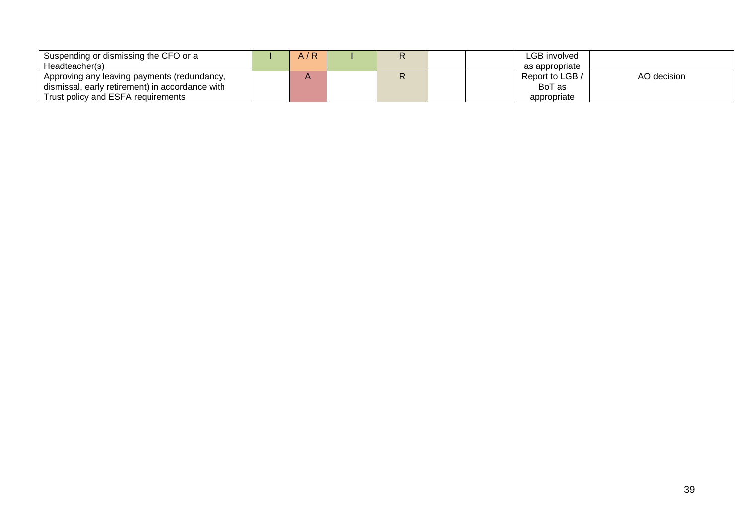| | | | | | | | | |
|---|---|---|---|---|---|---|---|---|
| Suspending or dismissing the CFO or a Headteacher(s) | I | A / R | I | R | | | LGB involved as appropriate | |
| Approving any leaving payments (redundancy, dismissal, early retirement) in accordance with Trust policy and ESFA requirements | | A | | R | | | Report to LGB / BoT as appropriate | AO decision |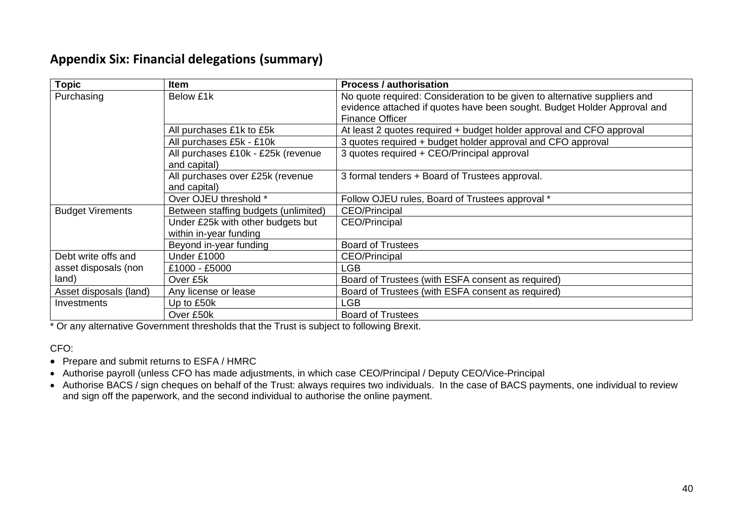## Appendix Six: Financial delegations (summary)

| Topic | Item | Process / authorisation |
| --- | --- | --- |
| Purchasing | Below £1k | No quote required: Consideration to be given to alternative suppliers and evidence attached if quotes have been sought. Budget Holder Approval and Finance Officer |
| | All purchases £1k to £5k | At least 2 quotes required + budget holder approval and CFO approval |
| | All purchases £5k - £10k | 3 quotes required + budget holder approval and CFO approval |
| | All purchases £10k - £25k (revenue and capital) | 3 quotes required + CEO/Principal approval |
| | All purchases over £25k (revenue and capital) | 3 formal tenders + Board of Trustees approval. |
| | Over OJEU threshold * | Follow OJEU rules, Board of Trustees approval * |
| Budget Virements | Between staffing budgets (unlimited) | CEO/Principal |
| | Under £25k with other budgets but within in-year funding | CEO/Principal |
| | Beyond in-year funding | Board of Trustees |
| Debt write offs and asset disposals (non land) | Under £1000 | CEO/Principal |
| | £1000 - £5000 | LGB |
| | Over £5k | Board of Trustees (with ESFA consent as required) |
| Asset disposals (land) | Any license or lease | Board of Trustees (with ESFA consent as required) |
| Investments | Up to £50k | LGB |
| | Over £50k | Board of Trustees |

* Or any alternative Government thresholds that the Trust is subject to following Brexit.

CFO:

- Prepare and submit returns to ESFA / HMRC
- Authorise payroll (unless CFO has made adjustments, in which case CEO/Principal / Deputy CEO/Vice-Principal
- Authorise BACS / sign cheques on behalf of the Trust: always requires two individuals. In the case of BACS payments, one individual to review and sign off the paperwork, and the second individual to authorise the online payment.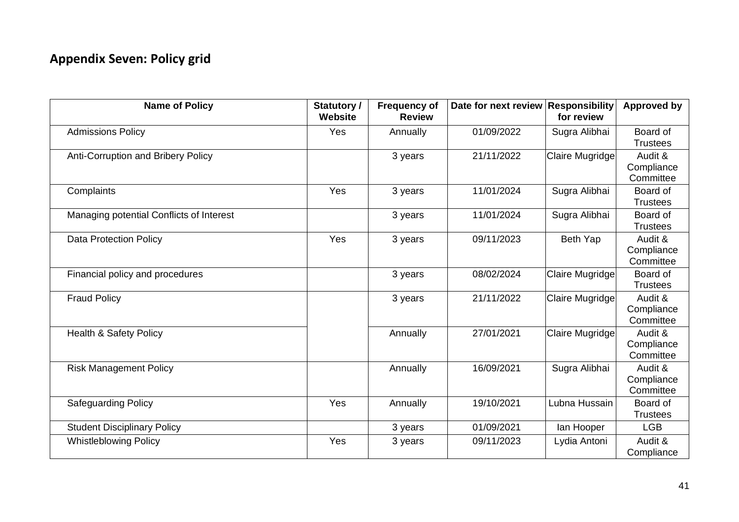## Appendix Seven: Policy grid

| Name of Policy | Statutory / Website | Frequency of Review | Date for next review | Responsibility for review | Approved by |
|---|---|---|---|---|---|
| Admissions Policy | Yes | Annually | 01/09/2022 | Sugra Alibhai | Board of Trustees |
| Anti-Corruption and Bribery Policy | | 3 years | 21/11/2022 | Claire Mugridge | Audit & Compliance Committee |
| Complaints | Yes | 3 years | 11/01/2024 | Sugra Alibhai | Board of Trustees |
| Managing potential Conflicts of Interest | | 3 years | 11/01/2024 | Sugra Alibhai | Board of Trustees |
| Data Protection Policy | Yes | 3 years | 09/11/2023 | Beth Yap | Audit & Compliance Committee |
| Financial policy and procedures | | 3 years | 08/02/2024 | Claire Mugridge | Board of Trustees |
| Fraud Policy | | 3 years | 21/11/2022 | Claire Mugridge | Audit & Compliance Committee |
| Health & Safety Policy | | Annually | 27/01/2021 | Claire Mugridge | Audit & Compliance Committee |
| Risk Management Policy | | Annually | 16/09/2021 | Sugra Alibhai | Audit & Compliance Committee |
| Safeguarding Policy | Yes | Annually | 19/10/2021 | Lubna Hussain | Board of Trustees |
| Student Disciplinary Policy | | 3 years | 01/09/2021 | Ian Hooper | LGB |
| Whistleblowing Policy | Yes | 3 years | 09/11/2023 | Lydia Antoni | Audit & Compliance |